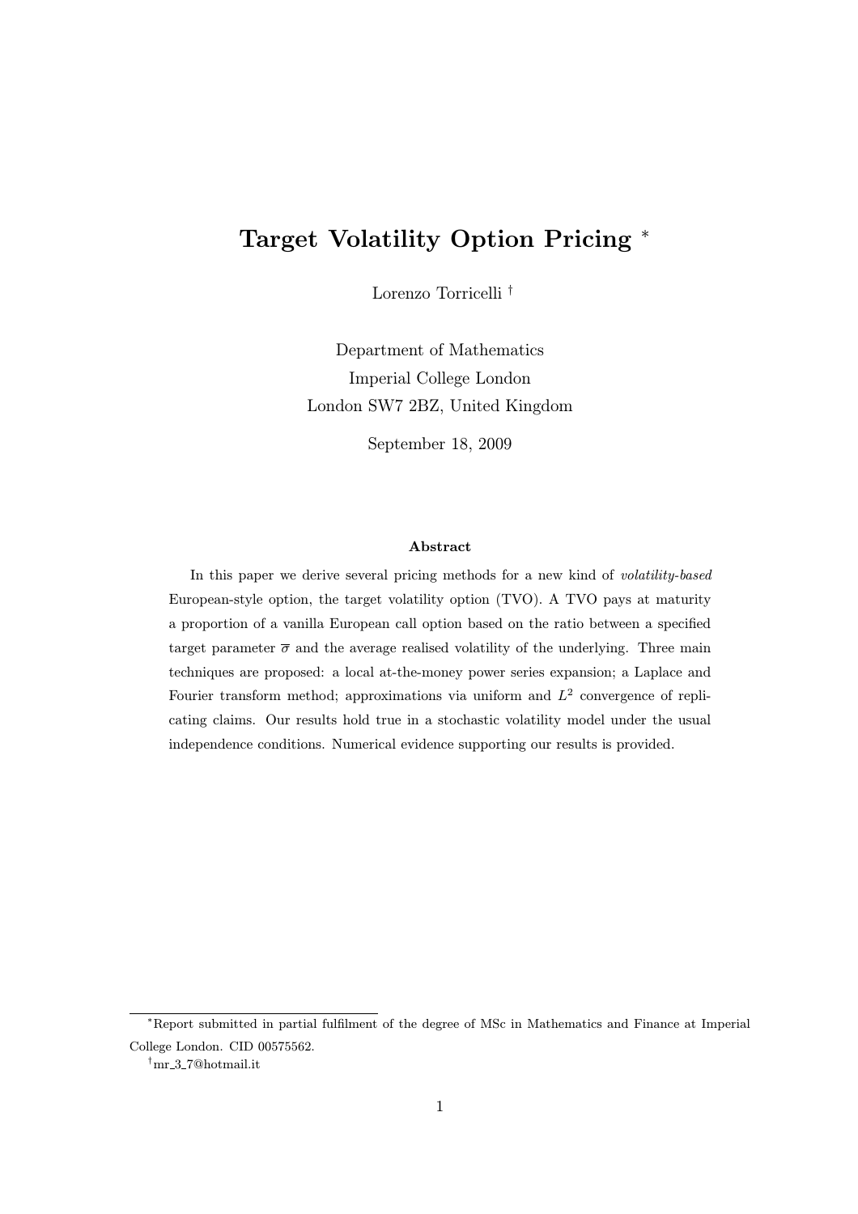# Target Volatility Option Pricing *

Lorenzo Torricelli †

Department of Mathematics
Imperial College London
London SW7 2BZ, United Kingdom

September 18, 2009

### Abstract

In this paper we derive several pricing methods for a new kind of *volatility-based* European-style option, the target volatility option (TVO). A TVO pays at maturity a proportion of a vanilla European call option based on the ratio between a specified target parameter $\overline{\sigma}$ and the average realised volatility of the underlying. Three main techniques are proposed: a local at-the-money power series expansion; a Laplace and Fourier transform method; approximations via uniform and $L^2$ convergence of replicating claims. Our results hold true in a stochastic volatility model under the usual independence conditions. Numerical evidence supporting our results is provided.

---

*Report submitted in partial fulfilment of the degree of MSc in Mathematics and Finance at Imperial College London. CID 00575562.

†mr_3_7@hotmail.it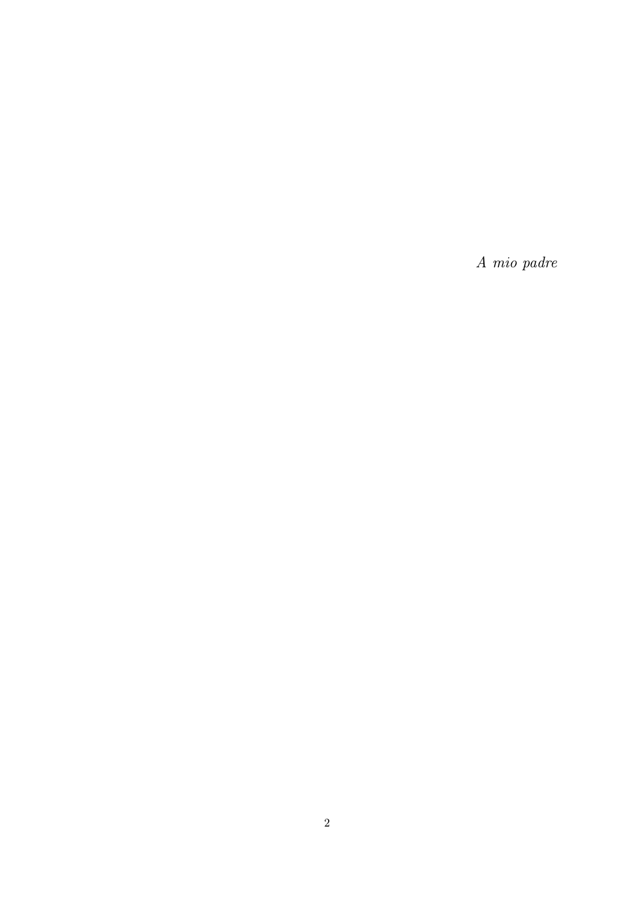*A mio padre*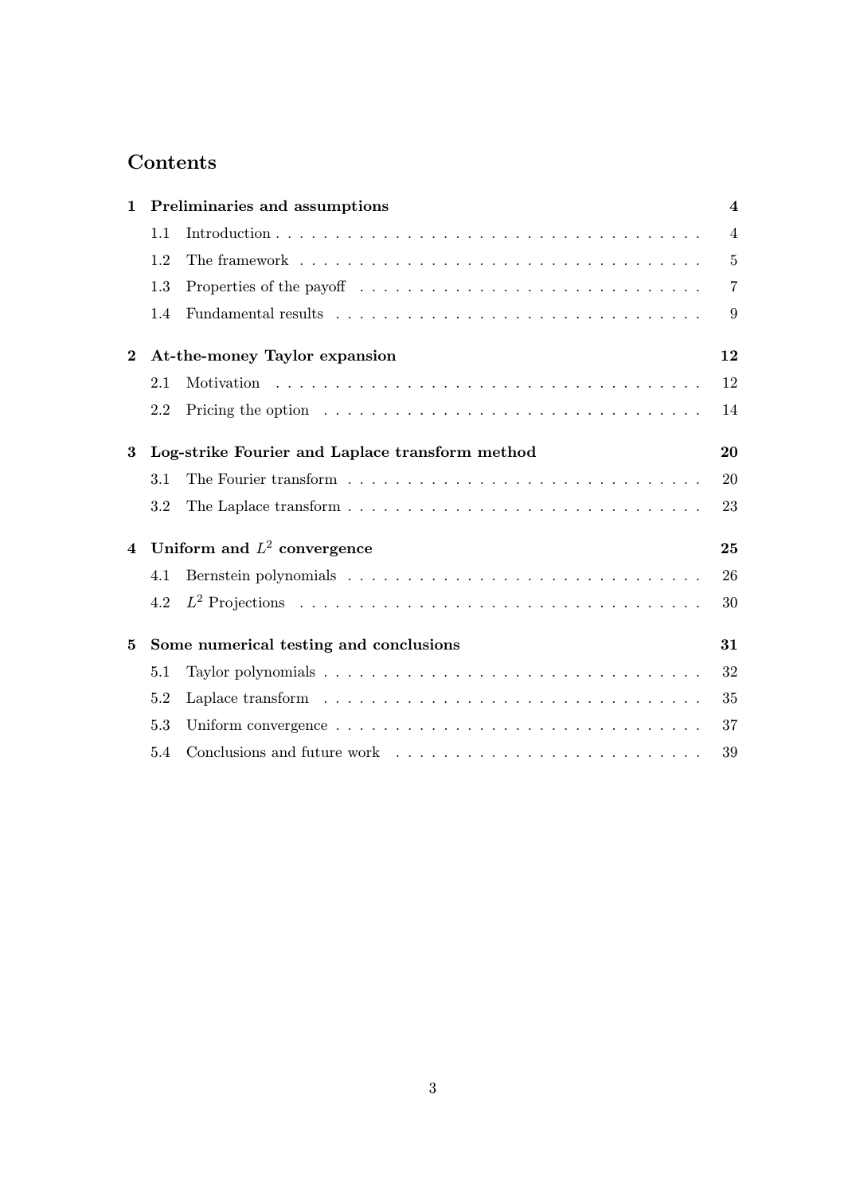# Contents

**1 Preliminaries and assumptions** — **4**

- 1.1 Introduction — 4
- 1.2 The framework — 5
- 1.3 Properties of the payoff — 7
- 1.4 Fundamental results — 9

**2 At-the-money Taylor expansion** — **12**

- 2.1 Motivation — 12
- 2.2 Pricing the option — 14

**3 Log-strike Fourier and Laplace transform method** — **20**

- 3.1 The Fourier transform — 20
- 3.2 The Laplace transform — 23

**4 Uniform and $L^2$ convergence** — **25**

- 4.1 Bernstein polynomials — 26
- 4.2 $L^2$ Projections — 30

**5 Some numerical testing and conclusions** — **31**

- 5.1 Taylor polynomials — 32
- 5.2 Laplace transform — 35
- 5.3 Uniform convergence — 37
- 5.4 Conclusions and future work — 39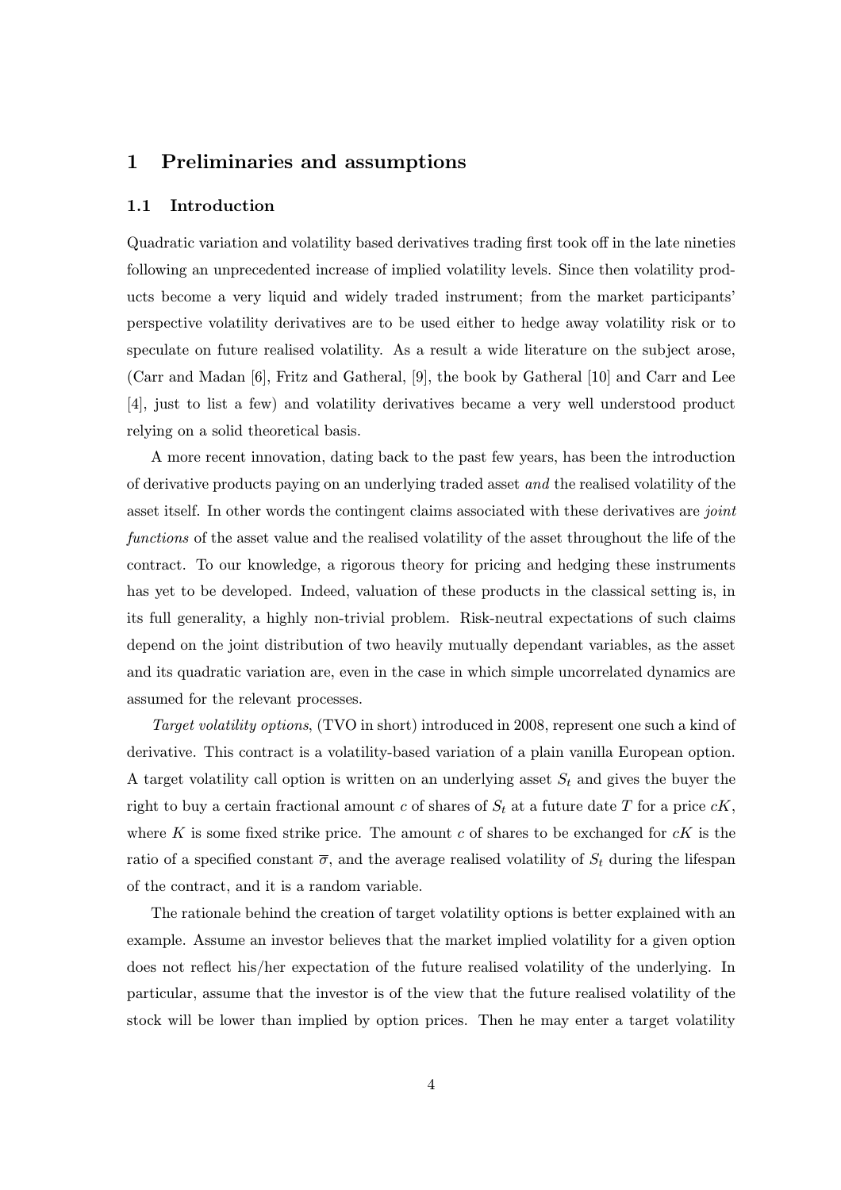# 1 Preliminaries and assumptions

## 1.1 Introduction

Quadratic variation and volatility based derivatives trading first took off in the late nineties following an unprecedented increase of implied volatility levels. Since then volatility products become a very liquid and widely traded instrument; from the market participants' perspective volatility derivatives are to be used either to hedge away volatility risk or to speculate on future realised volatility. As a result a wide literature on the subject arose, (Carr and Madan [6], Fritz and Gatheral, [9], the book by Gatheral [10] and Carr and Lee [4], just to list a few) and volatility derivatives became a very well understood product relying on a solid theoretical basis.

A more recent innovation, dating back to the past few years, has been the introduction of derivative products paying on an underlying traded asset *and* the realised volatility of the asset itself. In other words the contingent claims associated with these derivatives are *joint functions* of the asset value and the realised volatility of the asset throughout the life of the contract. To our knowledge, a rigorous theory for pricing and hedging these instruments has yet to be developed. Indeed, valuation of these products in the classical setting is, in its full generality, a highly non-trivial problem. Risk-neutral expectations of such claims depend on the joint distribution of two heavily mutually dependant variables, as the asset and its quadratic variation are, even in the case in which simple uncorrelated dynamics are assumed for the relevant processes.

*Target volatility options*, (TVO in short) introduced in 2008, represent one such a kind of derivative. This contract is a volatility-based variation of a plain vanilla European option. A target volatility call option is written on an underlying asset $S_t$ and gives the buyer the right to buy a certain fractional amount $c$ of shares of $S_t$ at a future date $T$ for a price $cK$, where $K$ is some fixed strike price. The amount $c$ of shares to be exchanged for $cK$ is the ratio of a specified constant $\overline{\sigma}$, and the average realised volatility of $S_t$ during the lifespan of the contract, and it is a random variable.

The rationale behind the creation of target volatility options is better explained with an example. Assume an investor believes that the market implied volatility for a given option does not reflect his/her expectation of the future realised volatility of the underlying. In particular, assume that the investor is of the view that the future realised volatility of the stock will be lower than implied by option prices. Then he may enter a target volatility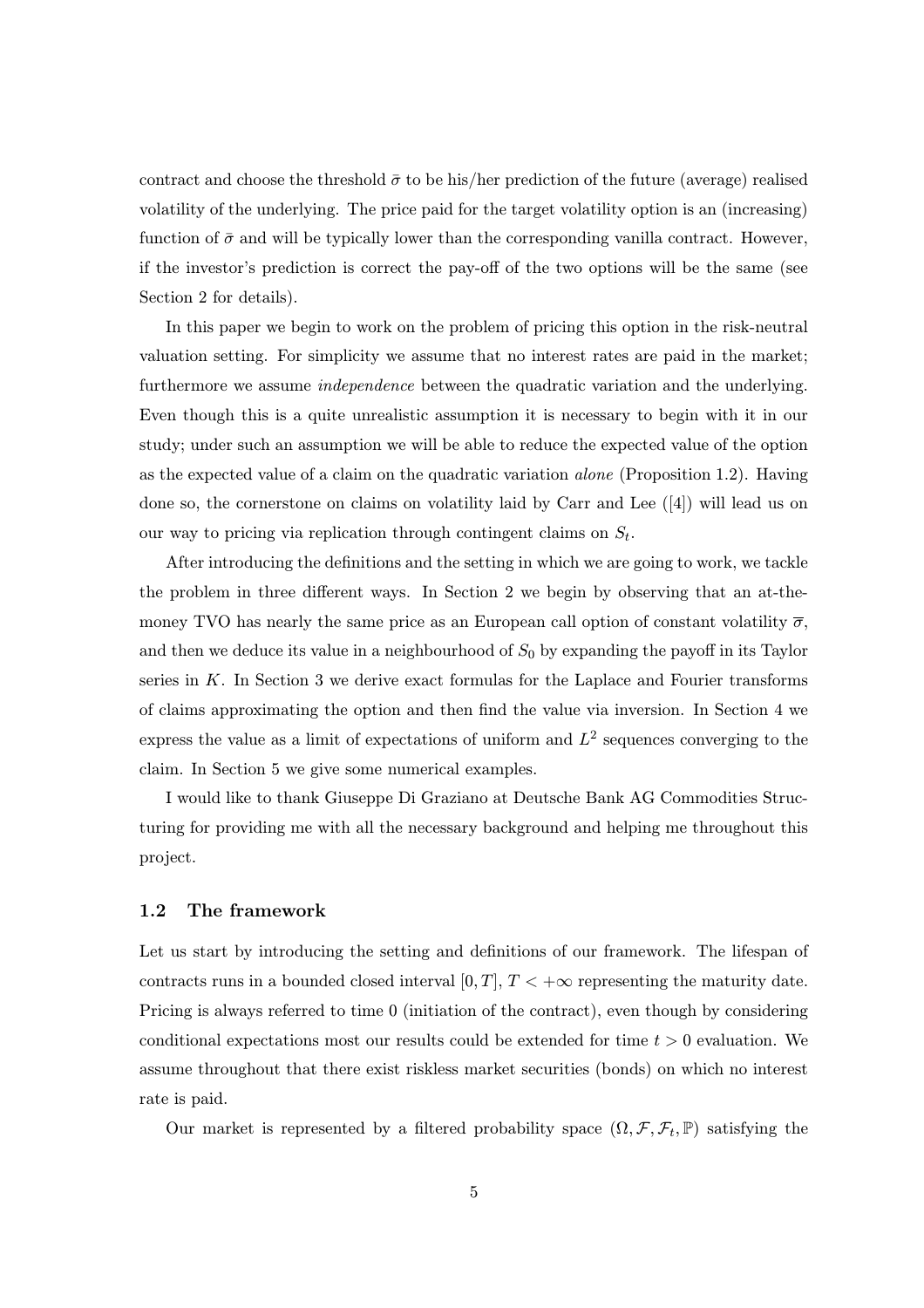contract and choose the threshold $\bar{\sigma}$ to be his/her prediction of the future (average) realised volatility of the underlying. The price paid for the target volatility option is an (increasing) function of $\bar{\sigma}$ and will be typically lower than the corresponding vanilla contract. However, if the investor's prediction is correct the pay-off of the two options will be the same (see Section 2 for details).

In this paper we begin to work on the problem of pricing this option in the risk-neutral valuation setting. For simplicity we assume that no interest rates are paid in the market; furthermore we assume *independence* between the quadratic variation and the underlying. Even though this is a quite unrealistic assumption it is necessary to begin with it in our study; under such an assumption we will be able to reduce the expected value of the option as the expected value of a claim on the quadratic variation *alone* (Proposition 1.2). Having done so, the cornerstone on claims on volatility laid by Carr and Lee ([4]) will lead us on our way to pricing via replication through contingent claims on $S_t$.

After introducing the definitions and the setting in which we are going to work, we tackle the problem in three different ways. In Section 2 we begin by observing that an at-the-money TVO has nearly the same price as an European call option of constant volatility $\overline{\sigma}$, and then we deduce its value in a neighbourhood of $S_0$ by expanding the payoff in its Taylor series in $K$. In Section 3 we derive exact formulas for the Laplace and Fourier transforms of claims approximating the option and then find the value via inversion. In Section 4 we express the value as a limit of expectations of uniform and $L^2$ sequences converging to the claim. In Section 5 we give some numerical examples.

I would like to thank Giuseppe Di Graziano at Deutsche Bank AG Commodities Structuring for providing me with all the necessary background and helping me throughout this project.

### 1.2 The framework

Let us start by introducing the setting and definitions of our framework. The lifespan of contracts runs in a bounded closed interval $[0, T]$, $T < +\infty$ representing the maturity date. Pricing is always referred to time 0 (initiation of the contract), even though by considering conditional expectations most our results could be extended for time $t > 0$ evaluation. We assume throughout that there exist riskless market securities (bonds) on which no interest rate is paid.

Our market is represented by a filtered probability space $(\Omega, \mathcal{F}, \mathcal{F}_t, \mathbb{P})$ satisfying the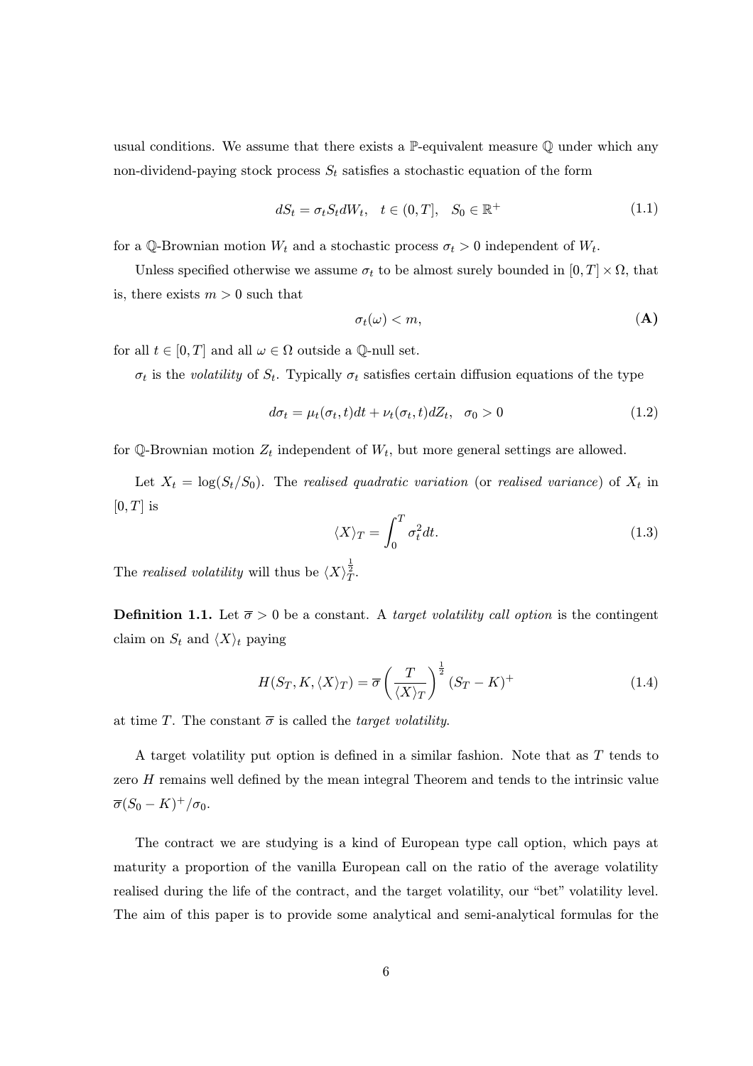usual conditions. We assume that there exists a $\mathbb{P}$-equivalent measure $\mathbb{Q}$ under which any non-dividend-paying stock process $S_t$ satisfies a stochastic equation of the form

$$dS_t = \sigma_t S_t dW_t, \quad t \in (0, T], \quad S_0 \in \mathbb{R}^+ \tag{1.1}$$

for a $\mathbb{Q}$-Brownian motion $W_t$ and a stochastic process $\sigma_t > 0$ independent of $W_t$.

Unless specified otherwise we assume $\sigma_t$ to be almost surely bounded in $[0, T] \times \Omega$, that is, there exists $m > 0$ such that

$$\sigma_t(\omega) < m, \tag{\textbf{A}}$$

for all $t \in [0, T]$ and all $\omega \in \Omega$ outside a $\mathbb{Q}$-null set.

$\sigma_t$ is the *volatility* of $S_t$. Typically $\sigma_t$ satisfies certain diffusion equations of the type

$$d\sigma_t = \mu_t(\sigma_t, t)dt + \nu_t(\sigma_t, t)dZ_t, \quad \sigma_0 > 0 \tag{1.2}$$

for $\mathbb{Q}$-Brownian motion $Z_t$ independent of $W_t$, but more general settings are allowed.

Let $X_t = \log(S_t/S_0)$. The *realised quadratic variation* (or *realised variance*) of $X_t$ in $[0, T]$ is

$$\langle X \rangle_T = \int_0^T \sigma_t^2 dt. \tag{1.3}$$

The *realised volatility* will thus be $\langle X \rangle_T^{\frac{1}{2}}$.

**Definition 1.1.** Let $\overline{\sigma} > 0$ be a constant. A *target volatility call option* is the contingent claim on $S_t$ and $\langle X \rangle_t$ paying

$$H(S_T, K, \langle X \rangle_T) = \overline{\sigma} \left( \frac{T}{\langle X \rangle_T} \right)^{\frac{1}{2}} (S_T - K)^+ \tag{1.4}$$

at time $T$. The constant $\overline{\sigma}$ is called the *target volatility*.

A target volatility put option is defined in a similar fashion. Note that as $T$ tends to zero $H$ remains well defined by the mean integral Theorem and tends to the intrinsic value $\overline{\sigma}(S_0 - K)^+/\sigma_0$.

The contract we are studying is a kind of European type call option, which pays at maturity a proportion of the vanilla European call on the ratio of the average volatility realised during the life of the contract, and the target volatility, our "bet" volatility level. The aim of this paper is to provide some analytical and semi-analytical formulas for the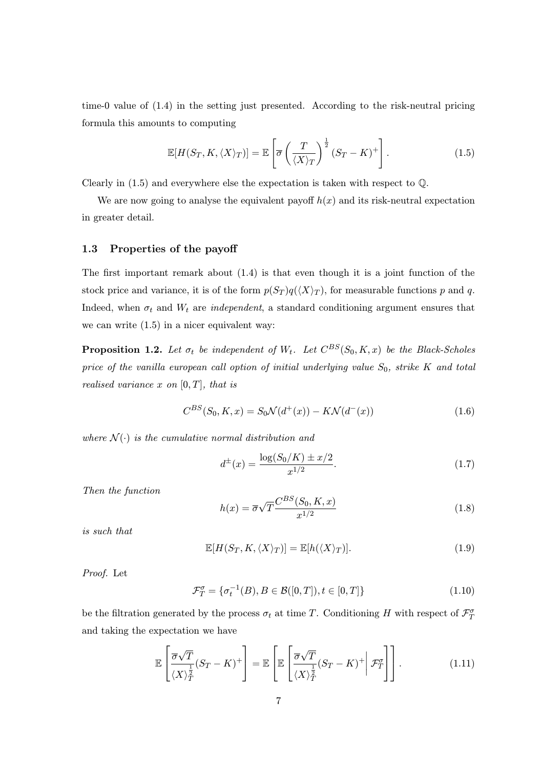time-0 value of (1.4) in the setting just presented. According to the risk-neutral pricing formula this amounts to computing

$$\mathbb{E}[H(S_T, K, \langle X\rangle_T)] = \mathbb{E}\left[\overline{\sigma}\left(\frac{T}{\langle X\rangle_T}\right)^{\frac{1}{2}}(S_T - K)^+\right]. \tag{1.5}$$

Clearly in (1.5) and everywhere else the expectation is taken with respect to $\mathbb{Q}$.

We are now going to analyse the equivalent payoff $h(x)$ and its risk-neutral expectation in greater detail.

### 1.3 Properties of the payoff

The first important remark about (1.4) is that even though it is a joint function of the stock price and variance, it is of the form $p(S_T)q(\langle X\rangle_T)$, for measurable functions $p$ and $q$. Indeed, when $\sigma_t$ and $W_t$ are *independent*, a standard conditioning argument ensures that we can write (1.5) in a nicer equivalent way:

**Proposition 1.2.** *Let $\sigma_t$ be independent of $W_t$. Let $C^{BS}(S_0, K, x)$ be the Black-Scholes price of the vanilla european call option of initial underlying value $S_0$, strike $K$ and total realised variance $x$ on $[0, T]$, that is*

$$C^{BS}(S_0, K, x) = S_0\mathcal{N}(d^+(x)) - K\mathcal{N}(d^-(x)) \tag{1.6}$$

*where $\mathcal{N}(\cdot)$ is the cumulative normal distribution and*

$$d^{\pm}(x) = \frac{\log(S_0/K) \pm x/2}{x^{1/2}}. \tag{1.7}$$

*Then the function*

$$h(x) = \overline{\sigma}\sqrt{T}\frac{C^{BS}(S_0, K, x)}{x^{1/2}} \tag{1.8}$$

*is such that*

$$\mathbb{E}[H(S_T, K, \langle X\rangle_T)] = \mathbb{E}[h(\langle X\rangle_T)]. \tag{1.9}$$

*Proof.* Let

$$\mathcal{F}_T^{\sigma} = \{\sigma_t^{-1}(B), B \in \mathcal{B}([0, T]), t \in [0, T]\} \tag{1.10}$$

be the filtration generated by the process $\sigma_t$ at time $T$. Conditioning $H$ with respect of $\mathcal{F}_T^{\sigma}$ and taking the expectation we have

$$\mathbb{E}\left[\frac{\overline{\sigma}\sqrt{T}}{\langle X\rangle_T^{\frac{1}{2}}}(S_T - K)^+\right] = \mathbb{E}\left[\mathbb{E}\left[\frac{\overline{\sigma}\sqrt{T}}{\langle X\rangle_T^{\frac{1}{2}}}(S_T - K)^+ \middle| \mathcal{F}_T^{\sigma}\right]\right]. \tag{1.11}$$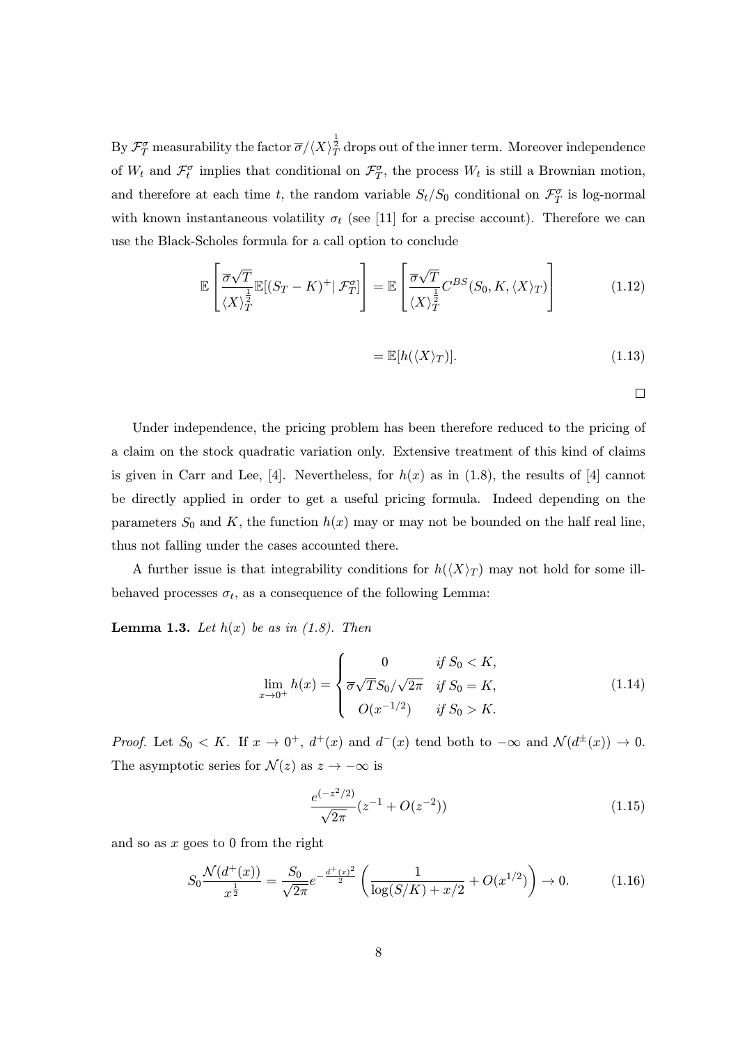By $\mathcal{F}_T^\sigma$ measurability the factor $\overline{\sigma}/\langle X\rangle_T^{\frac{1}{2}}$ drops out of the inner term. Moreover independence of $W_t$ and $\mathcal{F}_t^\sigma$ implies that conditional on $\mathcal{F}_T^\sigma$, the process $W_t$ is still a Brownian motion, and therefore at each time $t$, the random variable $S_t/S_0$ conditional on $\mathcal{F}_T^\sigma$ is log-normal with known instantaneous volatility $\sigma_t$ (see [11] for a precise account). Therefore we can use the Black-Scholes formula for a call option to conclude

$$\mathbb{E}\left[\frac{\overline{\sigma}\sqrt{T}}{\langle X\rangle_T^{\frac{1}{2}}}\mathbb{E}[(S_T-K)^+|\,\mathcal{F}_T^\sigma]\right] = \mathbb{E}\left[\frac{\overline{\sigma}\sqrt{T}}{\langle X\rangle_T^{\frac{1}{2}}}C^{BS}(S_0,K,\langle X\rangle_T)\right] \tag{1.12}$$

$$= \mathbb{E}[h(\langle X\rangle_T)]. \tag{1.13}$$

□

Under independence, the pricing problem has been therefore reduced to the pricing of a claim on the stock quadratic variation only. Extensive treatment of this kind of claims is given in Carr and Lee, [4]. Nevertheless, for $h(x)$ as in (1.8), the results of [4] cannot be directly applied in order to get a useful pricing formula. Indeed depending on the parameters $S_0$ and $K$, the function $h(x)$ may or may not be bounded on the half real line, thus not falling under the cases accounted there.

A further issue is that integrability conditions for $h(\langle X\rangle_T)$ may not hold for some ill-behaved processes $\sigma_t$, as a consequence of the following Lemma:

**Lemma 1.3.** *Let $h(x)$ be as in (1.8). Then*

$$\lim_{x\to 0^+} h(x) = \begin{cases} 0 & \text{if } S_0 < K, \\ \overline{\sigma}\sqrt{T}S_0/\sqrt{2\pi} & \text{if } S_0 = K, \\ O(x^{-1/2}) & \text{if } S_0 > K. \end{cases} \tag{1.14}$$

*Proof.* Let $S_0 < K$. If $x \to 0^+$, $d^+(x)$ and $d^-(x)$ tend both to $-\infty$ and $\mathcal{N}(d^\pm(x)) \to 0$. The asymptotic series for $\mathcal{N}(z)$ as $z \to -\infty$ is

$$\frac{e^{(-z^2/2)}}{\sqrt{2\pi}}(z^{-1} + O(z^{-2})) \tag{1.15}$$

and so as $x$ goes to 0 from the right

$$S_0\frac{\mathcal{N}(d^+(x))}{x^{\frac{1}{2}}} = \frac{S_0}{\sqrt{2\pi}}e^{-\frac{d^+(x)^2}{2}}\left(\frac{1}{\log(S/K)+x/2} + O(x^{1/2})\right) \to 0. \tag{1.16}$$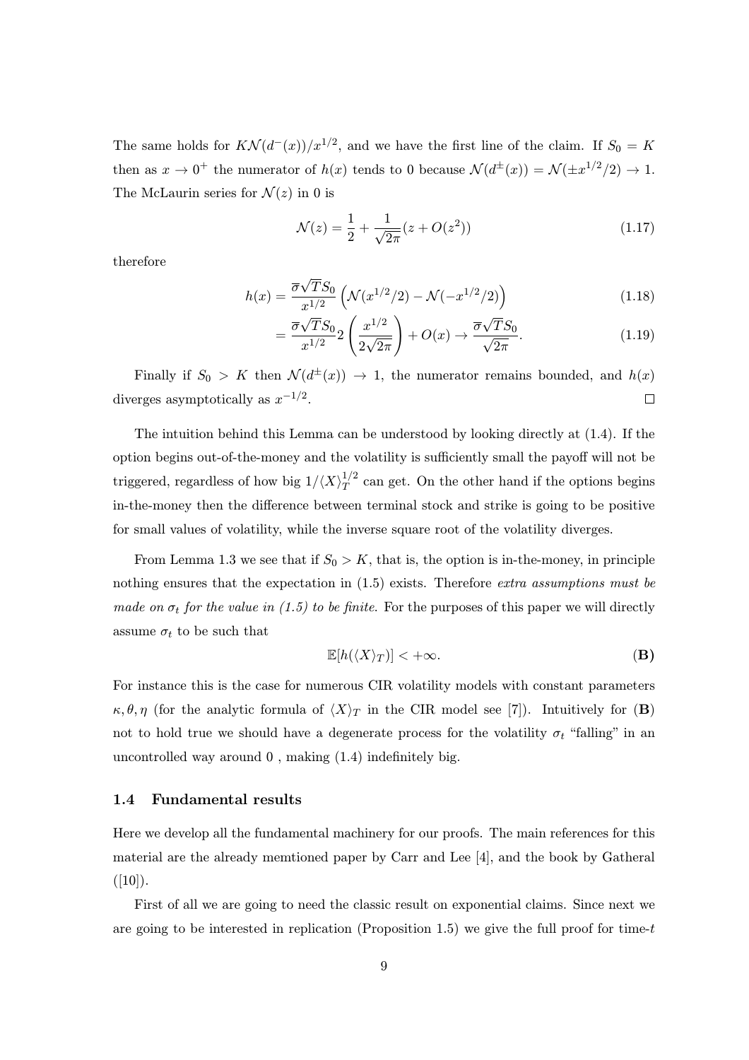The same holds for $K\mathcal{N}(d^-(x))/x^{1/2}$, and we have the first line of the claim. If $S_0 = K$ then as $x \to 0^+$ the numerator of $h(x)$ tends to 0 because $\mathcal{N}(d^{\pm}(x)) = \mathcal{N}(\pm x^{1/2}/2) \to 1$. The McLaurin series for $\mathcal{N}(z)$ in 0 is

$$\mathcal{N}(z) = \frac{1}{2} + \frac{1}{\sqrt{2\pi}}(z + O(z^2)) \tag{1.17}$$

therefore

$$h(x) = \frac{\overline{\sigma}\sqrt{T}S_0}{x^{1/2}}\Big(\mathcal{N}(x^{1/2}/2) - \mathcal{N}(-x^{1/2}/2)\Big) \tag{1.18}$$

$$= \frac{\overline{\sigma}\sqrt{T}S_0}{x^{1/2}} 2\left(\frac{x^{1/2}}{2\sqrt{2\pi}}\right) + O(x) \to \frac{\overline{\sigma}\sqrt{T}S_0}{\sqrt{2\pi}}. \tag{1.19}$$

Finally if $S_0 > K$ then $\mathcal{N}(d^{\pm}(x)) \to 1$, the numerator remains bounded, and $h(x)$ diverges asymptotically as $x^{-1/2}$. □

The intuition behind this Lemma can be understood by looking directly at (1.4). If the option begins out-of-the-money and the volatility is sufficiently small the payoff will not be triggered, regardless of how big $1/\langle X\rangle_T^{1/2}$ can get. On the other hand if the options begins in-the-money then the difference between terminal stock and strike is going to be positive for small values of volatility, while the inverse square root of the volatility diverges.

From Lemma 1.3 we see that if $S_0 > K$, that is, the option is in-the-money, in principle nothing ensures that the expectation in (1.5) exists. Therefore *extra assumptions must be made on $\sigma_t$ for the value in (1.5) to be finite*. For the purposes of this paper we will directly assume $\sigma_t$ to be such that

$$\mathbb{E}[h(\langle X\rangle_T)] < +\infty. \tag{B}$$

For instance this is the case for numerous CIR volatility models with constant parameters $\kappa, \theta, \eta$ (for the analytic formula of $\langle X\rangle_T$ in the CIR model see [7]). Intuitively for (**B**) not to hold true we should have a degenerate process for the volatility $\sigma_t$ "falling" in an uncontrolled way around 0 , making (1.4) indefinitely big.

### 1.4 Fundamental results

Here we develop all the fundamental machinery for our proofs. The main references for this material are the already memtioned paper by Carr and Lee [4], and the book by Gatheral ([10]).

First of all we are going to need the classic result on exponential claims. Since next we are going to be interested in replication (Proposition 1.5) we give the full proof for time-$t$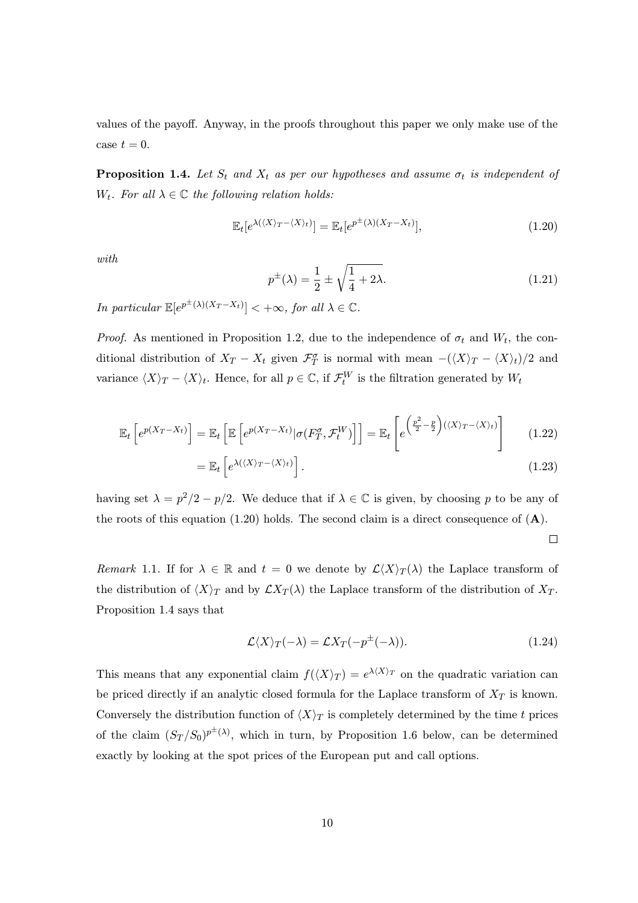values of the payoff. Anyway, in the proofs throughout this paper we only make use of the case $t = 0$.

**Proposition 1.4.** *Let $S_t$ and $X_t$ as per our hypotheses and assume $\sigma_t$ is independent of $W_t$. For all $\lambda \in \mathbb{C}$ the following relation holds:*

$$\mathbb{E}_t[e^{\lambda(\langle X\rangle_T - \langle X\rangle_t)}] = \mathbb{E}_t[e^{p^{\pm}(\lambda)(X_T - X_t)}], \tag{1.20}$$

*with*

$$p^{\pm}(\lambda) = \frac{1}{2} \pm \sqrt{\frac{1}{4} + 2\lambda}. \tag{1.21}$$

*In particular $\mathbb{E}[e^{p^{\pm}(\lambda)(X_T - X_t)}] < +\infty$, for all $\lambda \in \mathbb{C}$.*

*Proof.* As mentioned in Proposition 1.2, due to the independence of $\sigma_t$ and $W_t$, the conditional distribution of $X_T - X_t$ given $\mathcal{F}^\sigma_T$ is normal with mean $-(\langle X\rangle_T - \langle X\rangle_t)/2$ and variance $\langle X\rangle_T - \langle X\rangle_t$. Hence, for all $p \in \mathbb{C}$, if $\mathcal{F}^W_t$ is the filtration generated by $W_t$

$$\mathbb{E}_t\left[e^{p(X_T - X_t)}\right] = \mathbb{E}_t\left[\mathbb{E}\left[e^{p(X_T - X_t)} | \sigma(F^\sigma_T, \mathcal{F}^W_t)\right]\right] = \mathbb{E}_t\left[e^{\left(\frac{p^2}{2} - \frac{p}{2}\right)(\langle X\rangle_T - \langle X\rangle_t)}\right] \tag{1.22}$$

$$= \mathbb{E}_t\left[e^{\lambda(\langle X\rangle_T - \langle X\rangle_t)}\right]. \tag{1.23}$$

having set $\lambda = p^2/2 - p/2$. We deduce that if $\lambda \in \mathbb{C}$ is given, by choosing $p$ to be any of the roots of this equation (1.20) holds. The second claim is a direct consequence of (**A**). □

*Remark* 1.1. If for $\lambda \in \mathbb{R}$ and $t = 0$ we denote by $\mathcal{L}\langle X\rangle_T(\lambda)$ the Laplace transform of the distribution of $\langle X\rangle_T$ and by $\mathcal{L}X_T(\lambda)$ the Laplace transform of the distribution of $X_T$. Proposition 1.4 says that

$$\mathcal{L}\langle X\rangle_T(-\lambda) = \mathcal{L}X_T(-p^{\pm}(-\lambda)). \tag{1.24}$$

This means that any exponential claim $f(\langle X\rangle_T) = e^{\lambda\langle X\rangle_T}$ on the quadratic variation can be priced directly if an analytic closed formula for the Laplace transform of $X_T$ is known. Conversely the distribution function of $\langle X\rangle_T$ is completely determined by the time $t$ prices of the claim $(S_T/S_0)^{p^{\pm}(\lambda)}$, which in turn, by Proposition 1.6 below, can be determined exactly by looking at the spot prices of the European put and call options.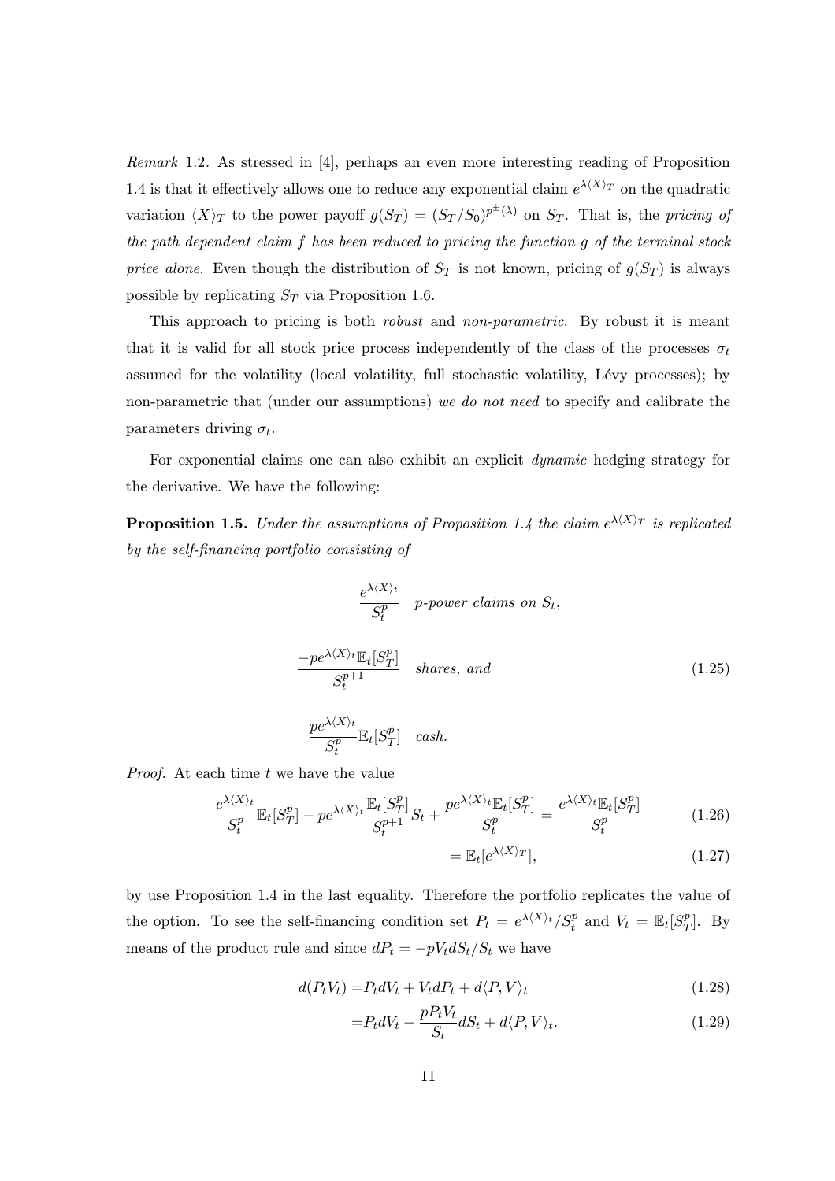*Remark* 1.2. As stressed in [4], perhaps an even more interesting reading of Proposition 1.4 is that it effectively allows one to reduce any exponential claim $e^{\lambda\langle X\rangle_T}$ on the quadratic variation $\langle X\rangle_T$ to the power payoff $g(S_T) = (S_T/S_0)^{p^{\pm}(\lambda)}$ on $S_T$. That is, the *pricing of the path dependent claim $f$ has been reduced to pricing the function $g$ of the terminal stock price alone*. Even though the distribution of $S_T$ is not known, pricing of $g(S_T)$ is always possible by replicating $S_T$ via Proposition 1.6.

This approach to pricing is both *robust* and *non-parametric*. By robust it is meant that it is valid for all stock price process independently of the class of the processes $\sigma_t$ assumed for the volatility (local volatility, full stochastic volatility, Lévy processes); by non-parametric that (under our assumptions) *we do not need* to specify and calibrate the parameters driving $\sigma_t$.

For exponential claims one can also exhibit an explicit *dynamic* hedging strategy for the derivative. We have the following:

**Proposition 1.5.** *Under the assumptions of Proposition 1.4 the claim $e^{\lambda\langle X\rangle_T}$ is replicated by the self-financing portfolio consisting of*

$$
\begin{aligned}
&\frac{e^{\lambda\langle X\rangle_t}}{S_t^p} \quad \textit{p-power claims on } S_t,\\
&\frac{-pe^{\lambda\langle X\rangle_t}\mathbb{E}_t[S_T^p]}{S_t^{p+1}} \quad \textit{shares, and}\\
&\frac{pe^{\lambda\langle X\rangle_t}}{S_t^p}\mathbb{E}_t[S_T^p] \quad \textit{cash.}
\end{aligned}
\tag{1.25}
$$

*Proof.* At each time $t$ we have the value

$$
\frac{e^{\lambda\langle X\rangle_t}}{S_t^p}\mathbb{E}_t[S_T^p] - pe^{\lambda\langle X\rangle_t}\frac{\mathbb{E}_t[S_T^p]}{S_t^{p+1}}S_t + \frac{pe^{\lambda\langle X\rangle_t}\mathbb{E}_t[S_T^p]}{S_t^p} = \frac{e^{\lambda\langle X\rangle_t}\mathbb{E}_t[S_T^p]}{S_t^p} \tag{1.26}
$$

$$
= \mathbb{E}_t[e^{\lambda\langle X\rangle_T}], \tag{1.27}
$$

by use Proposition 1.4 in the last equality. Therefore the portfolio replicates the value of the option. To see the self-financing condition set $P_t = e^{\lambda\langle X\rangle_t}/S_t^p$ and $V_t = \mathbb{E}_t[S_T^p]$. By means of the product rule and since $dP_t = -pV_t dS_t/S_t$ we have

$$
d(P_tV_t) = P_t dV_t + V_t dP_t + d\langle P, V\rangle_t \tag{1.28}
$$

$$
= P_t dV_t - \frac{pP_tV_t}{S_t}dS_t + d\langle P, V\rangle_t. \tag{1.29}
$$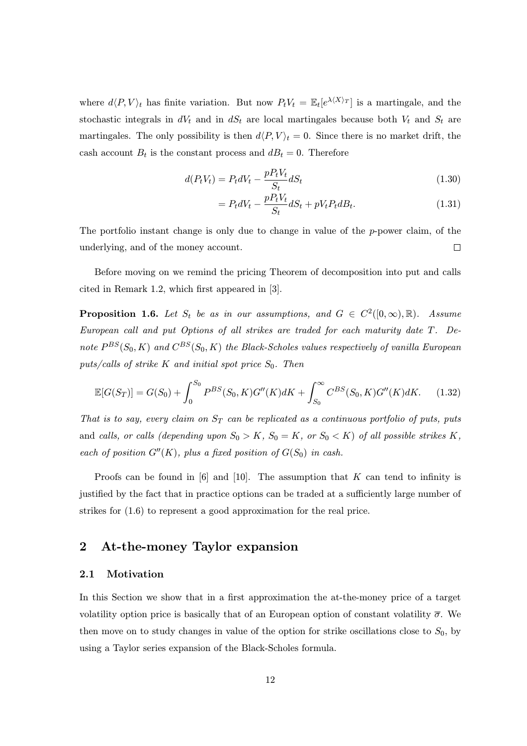where $d\langle P, V\rangle_t$ has finite variation. But now $P_t V_t = \mathbb{E}_t[e^{\lambda \langle X\rangle_T}]$ is a martingale, and the stochastic integrals in $dV_t$ and in $dS_t$ are local martingales because both $V_t$ and $S_t$ are martingales. The only possibility is then $d\langle P, V\rangle_t = 0$. Since there is no market drift, the cash account $B_t$ is the constant process and $dB_t = 0$. Therefore

$$d(P_t V_t) = P_t dV_t - \frac{p P_t V_t}{S_t} dS_t \tag{1.30}$$

$$= P_t dV_t - \frac{p P_t V_t}{S_t} dS_t + p V_t P_t dB_t. \tag{1.31}$$

The portfolio instant change is only due to change in value of the $p$-power claim, of the underlying, and of the money account. □

Before moving on we remind the pricing Theorem of decomposition into put and calls cited in Remark 1.2, which first appeared in [3].

**Proposition 1.6.** *Let $S_t$ be as in our assumptions, and $G \in C^2([0,\infty), \mathbb{R})$. Assume European call and put Options of all strikes are traded for each maturity date $T$. Denote $P^{BS}(S_0, K)$ and $C^{BS}(S_0, K)$ the Black-Scholes values respectively of vanilla European puts/calls of strike $K$ and initial spot price $S_0$. Then*

$$\mathbb{E}[G(S_T)] = G(S_0) + \int_0^{S_0} P^{BS}(S_0, K) G''(K) dK + \int_{S_0}^{\infty} C^{BS}(S_0, K) G''(K) dK. \tag{1.32}$$

*That is to say, every claim on $S_T$ can be replicated as a continuous portfolio of puts, puts* and *calls, or calls (depending upon $S_0 > K$, $S_0 = K$, or $S_0 < K$) of all possible strikes $K$, each of position $G''(K)$, plus a fixed position of $G(S_0)$ in cash.*

Proofs can be found in [6] and [10]. The assumption that $K$ can tend to infinity is justified by the fact that in practice options can be traded at a sufficiently large number of strikes for (1.6) to represent a good approximation for the real price.

## 2 At-the-money Taylor expansion

### 2.1 Motivation

In this Section we show that in a first approximation the at-the-money price of a target volatility option price is basically that of an European option of constant volatility $\overline{\sigma}$. We then move on to study changes in value of the option for strike oscillations close to $S_0$, by using a Taylor series expansion of the Black-Scholes formula.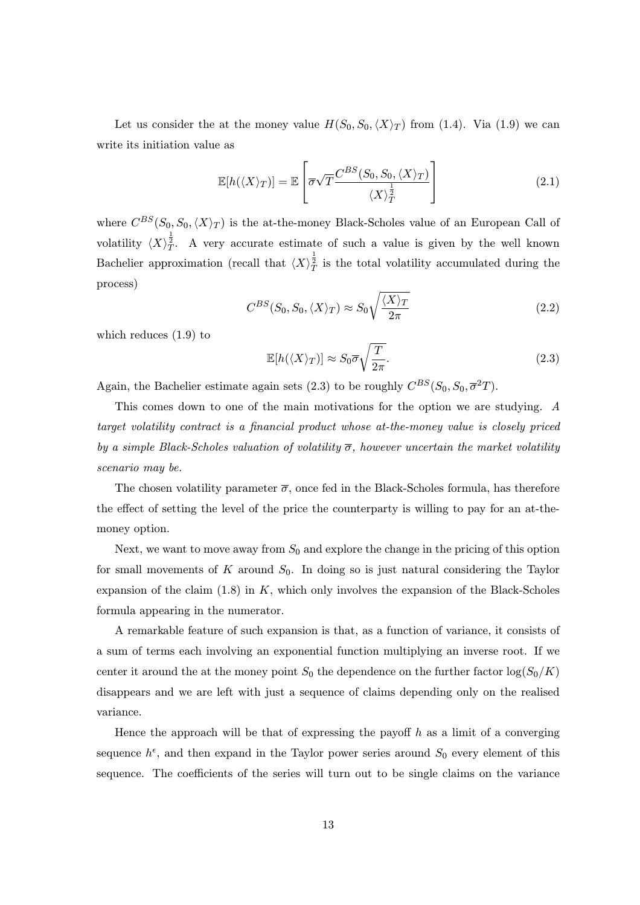Let us consider the at the money value $H(S_0, S_0, \langle X\rangle_T)$ from (1.4). Via (1.9) we can write its initiation value as

$$\mathbb{E}[h(\langle X\rangle_T)] = \mathbb{E}\left[\overline{\sigma}\sqrt{T}\frac{C^{BS}(S_0, S_0, \langle X\rangle_T)}{\langle X\rangle_T^{\frac{1}{2}}}\right] \tag{2.1}$$

where $C^{BS}(S_0, S_0, \langle X\rangle_T)$ is the at-the-money Black-Scholes value of an European Call of volatility $\langle X\rangle_T^{\frac{1}{2}}$. A very accurate estimate of such a value is given by the well known Bachelier approximation (recall that $\langle X\rangle_T^{\frac{1}{2}}$ is the total volatility accumulated during the process)

$$C^{BS}(S_0, S_0, \langle X\rangle_T) \approx S_0\sqrt{\frac{\langle X\rangle_T}{2\pi}} \tag{2.2}$$

which reduces (1.9) to

$$\mathbb{E}[h(\langle X\rangle_T)] \approx S_0\overline{\sigma}\sqrt{\frac{T}{2\pi}}. \tag{2.3}$$

Again, the Bachelier estimate again sets (2.3) to be roughly $C^{BS}(S_0, S_0, \overline{\sigma}^2 T)$.

This comes down to one of the main motivations for the option we are studying. *A target volatility contract is a financial product whose at-the-money value is closely priced by a simple Black-Scholes valuation of volatility $\overline{\sigma}$, however uncertain the market volatility scenario may be.*

The chosen volatility parameter $\overline{\sigma}$, once fed in the Black-Scholes formula, has therefore the effect of setting the level of the price the counterparty is willing to pay for an at-the-money option.

Next, we want to move away from $S_0$ and explore the change in the pricing of this option for small movements of $K$ around $S_0$. In doing so is just natural considering the Taylor expansion of the claim (1.8) in $K$, which only involves the expansion of the Black-Scholes formula appearing in the numerator.

A remarkable feature of such expansion is that, as a function of variance, it consists of a sum of terms each involving an exponential function multiplying an inverse root. If we center it around the at the money point $S_0$ the dependence on the further factor $\log(S_0/K)$ disappears and we are left with just a sequence of claims depending only on the realised variance.

Hence the approach will be that of expressing the payoff $h$ as a limit of a converging sequence $h^\epsilon$, and then expand in the Taylor power series around $S_0$ every element of this sequence. The coefficients of the series will turn out to be single claims on the variance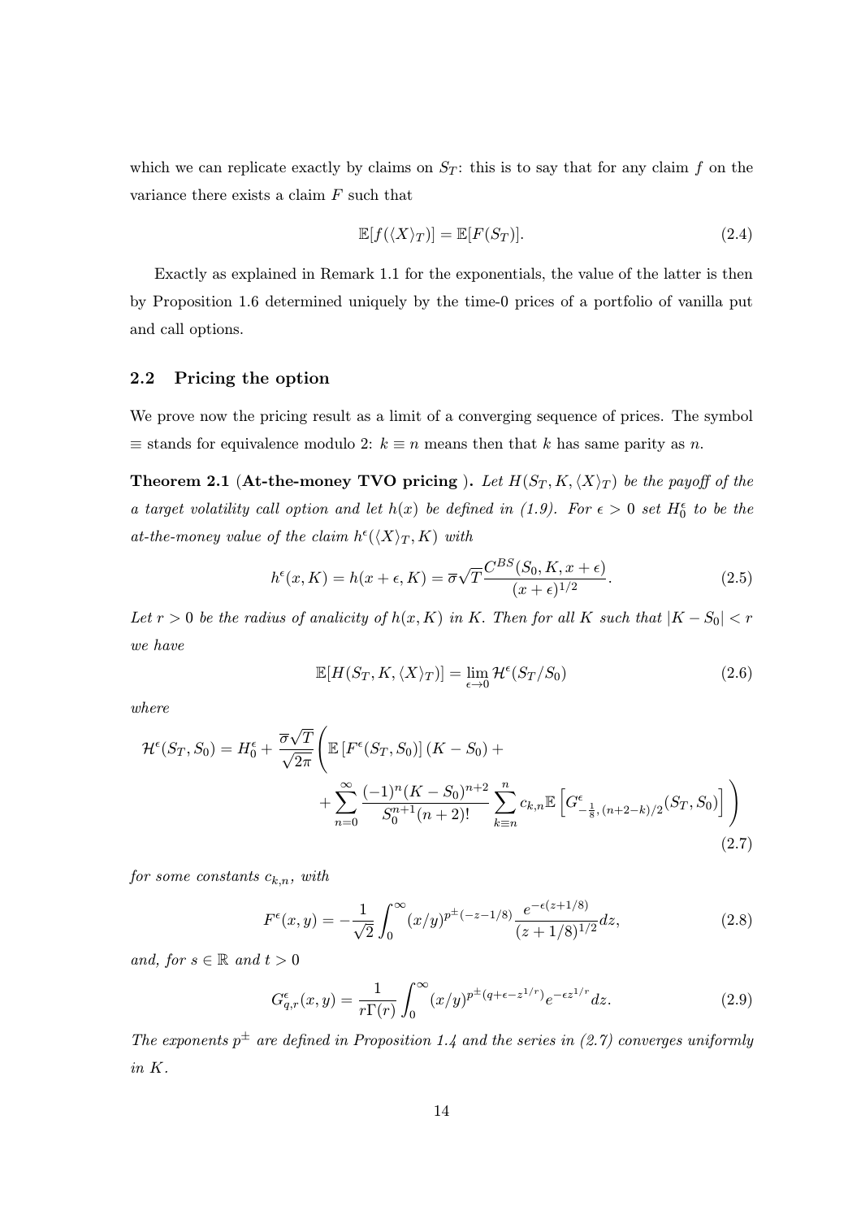which we can replicate exactly by claims on $S_T$: this is to say that for any claim $f$ on the variance there exists a claim $F$ such that

$$\mathbb{E}[f(\langle X\rangle_T)] = \mathbb{E}[F(S_T)]. \tag{2.4}$$

Exactly as explained in Remark 1.1 for the exponentials, the value of the latter is then by Proposition 1.6 determined uniquely by the time-0 prices of a portfolio of vanilla put and call options.

## 2.2 Pricing the option

We prove now the pricing result as a limit of a converging sequence of prices. The symbol $\equiv$ stands for equivalence modulo 2: $k \equiv n$ means then that $k$ has same parity as $n$.

**Theorem 2.1 (At-the-money TVO pricing ).** *Let $H(S_T, K, \langle X\rangle_T)$ be the payoff of the a target volatility call option and let $h(x)$ be defined in (1.9). For $\epsilon > 0$ set $H_0^\epsilon$ to be the at-the-money value of the claim $h^\epsilon(\langle X\rangle_T, K)$ with*

$$h^\epsilon(x, K) = h(x+\epsilon, K) = \overline{\sigma}\sqrt{T}\frac{C^{BS}(S_0, K, x+\epsilon)}{(x+\epsilon)^{1/2}}. \tag{2.5}$$

*Let $r > 0$ be the radius of analicity of $h(x, K)$ in $K$. Then for all $K$ such that $|K - S_0| < r$ we have*

$$\mathbb{E}[H(S_T, K, \langle X\rangle_T)] = \lim_{\epsilon\to 0}\mathcal{H}^\epsilon(S_T/S_0) \tag{2.6}$$

*where*

$$\begin{aligned}\mathcal{H}^\epsilon(S_T, S_0) = H_0^\epsilon + \frac{\overline{\sigma}\sqrt{T}}{\sqrt{2\pi}}\Bigg(&\mathbb{E}\left[F^\epsilon(S_T, S_0)\right](K - S_0) + \\ &+ \sum_{n=0}^{\infty}\frac{(-1)^n(K-S_0)^{n+2}}{S_0^{n+1}(n+2)!}\sum_{k\equiv n}^{n} c_{k,n}\mathbb{E}\left[G^\epsilon_{-\frac{1}{8},(n+2-k)/2}(S_T, S_0)\right]\Bigg)\end{aligned} \tag{2.7}$$

*for some constants $c_{k,n}$, with*

$$F^\epsilon(x, y) = -\frac{1}{\sqrt{2}}\int_0^\infty (x/y)^{p^\pm(-z-1/8)}\frac{e^{-\epsilon(z+1/8)}}{(z+1/8)^{1/2}}dz, \tag{2.8}$$

*and, for $s \in \mathbb{R}$ and $t > 0$*

$$G^\epsilon_{q,r}(x, y) = \frac{1}{r\Gamma(r)}\int_0^\infty (x/y)^{p^\pm(q+\epsilon-z^{1/r})}e^{-\epsilon z^{1/r}}dz. \tag{2.9}$$

*The exponents $p^\pm$ are defined in Proposition 1.4 and the series in (2.7) converges uniformly in $K$.*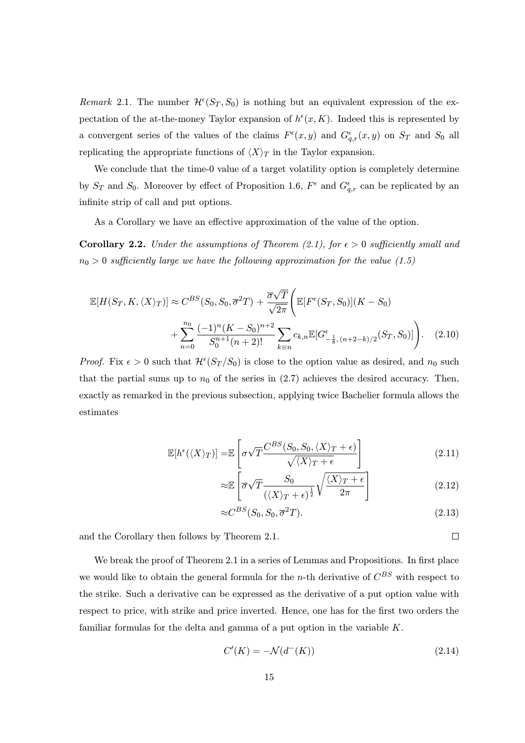*Remark* 2.1. The number $\mathcal{H}^\epsilon(S_T, S_0)$ is nothing but an equivalent expression of the expectation of the at-the-money Taylor expansion of $h^\epsilon(x, K)$. Indeed this is represented by a convergent series of the values of the claims $F^\epsilon(x, y)$ and $G^\epsilon_{q,r}(x, y)$ on $S_T$ and $S_0$ all replicating the appropriate functions of $\langle X\rangle_T$ in the Taylor expansion.

We conclude that the time-0 value of a target volatility option is completely determine by $S_T$ and $S_0$. Moreover by effect of Proposition 1.6, $F^\epsilon$ and $G^\epsilon_{q,r}$ can be replicated by an infinite strip of call and put options.

As a Corollary we have an effective approximation of the value of the option.

**Corollary 2.2.** *Under the assumptions of Theorem (2.1), for $\epsilon > 0$ sufficiently small and $n_0 > 0$ sufficiently large we have the following approximation for the value (1.5)*

$$\mathbb{E}[H(S_T, K, \langle X\rangle_T)] \approx C^{BS}(S_0, S_0, \overline{\sigma}^2 T) + \frac{\overline{\sigma}\sqrt{T}}{\sqrt{2\pi}}\Bigg(\mathbb{E}[F^\epsilon(S_T, S_0)](K - S_0) + \sum_{n=0}^{n_0} \frac{(-1)^n (K - S_0)^{n+2}}{S_0^{n+1}(n+2)!} \sum_{k \equiv n} c_{k,n} \mathbb{E}[G^\epsilon_{-\frac{1}{8},\,(n+2-k)/2}(S_T, S_0)]\Bigg). \quad (2.10)$$

*Proof.* Fix $\epsilon > 0$ such that $\mathcal{H}^\epsilon(S_T/S_0)$ is close to the option value as desired, and $n_0$ such that the partial sums up to $n_0$ of the series in (2.7) achieves the desired accuracy. Then, exactly as remarked in the previous subsection, applying twice Bachelier formula allows the estimates

$$\mathbb{E}[h^\epsilon(\langle X\rangle_T)] = \mathbb{E}\left[\sigma\sqrt{T}\frac{C^{BS}(S_0, S_0, \langle X\rangle_T + \epsilon)}{\sqrt{\langle X\rangle_T + \epsilon}}\right] \quad (2.11)$$

$$\approx \mathbb{E}\left[\overline{\sigma}\sqrt{T}\frac{S_0}{(\langle X\rangle_T + \epsilon)^{\frac{1}{2}}}\sqrt{\frac{\langle X\rangle_T + \epsilon}{2\pi}}\right] \quad (2.12)$$

$$\approx C^{BS}(S_0, S_0, \overline{\sigma}^2 T). \quad (2.13)$$

and the Corollary then follows by Theorem 2.1. □

We break the proof of Theorem 2.1 in a series of Lemmas and Propositions. In first place we would like to obtain the general formula for the $n$-th derivative of $C^{BS}$ with respect to the strike. Such a derivative can be expressed as the derivative of a put option value with respect to price, with strike and price inverted. Hence, one has for the first two orders the familiar formulas for the delta and gamma of a put option in the variable $K$.

$$C'(K) = -\mathcal{N}(d^-(K)) \quad (2.14)$$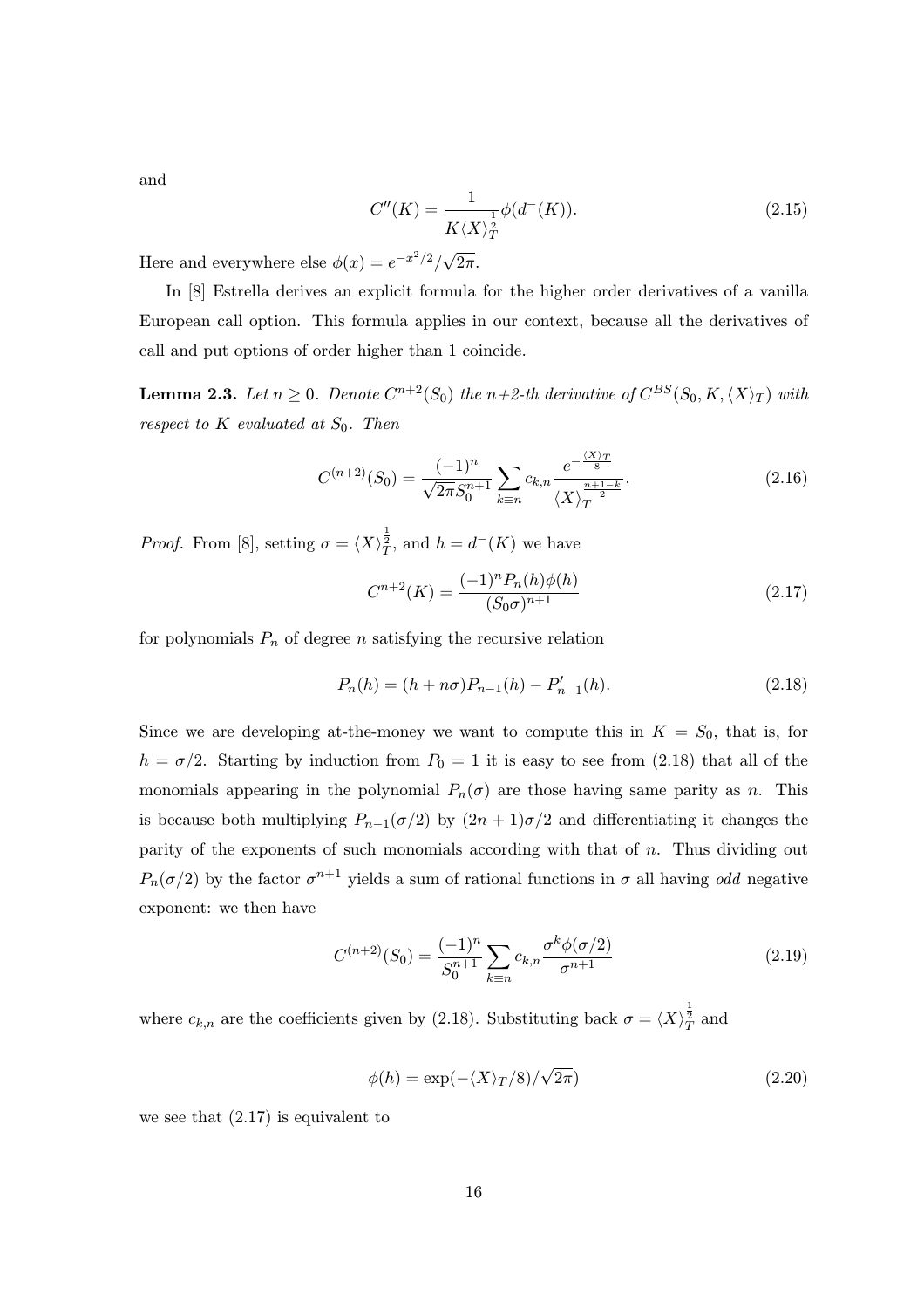and

$$C''(K) = \frac{1}{K\langle X\rangle_T^{\frac{1}{2}}}\phi(d^-(K)). \tag{2.15}$$

Here and everywhere else $\phi(x) = e^{-x^2/2}/\sqrt{2\pi}$.

In [8] Estrella derives an explicit formula for the higher order derivatives of a vanilla European call option. This formula applies in our context, because all the derivatives of call and put options of order higher than 1 coincide.

**Lemma 2.3.** *Let $n \geq 0$. Denote $C^{n+2}(S_0)$ the $n$+2-th derivative of $C^{BS}(S_0, K, \langle X\rangle_T)$ with respect to $K$ evaluated at $S_0$. Then*

$$C^{(n+2)}(S_0) = \frac{(-1)^n}{\sqrt{2\pi}S_0^{n+1}} \sum_{k\equiv n} c_{k,n} \frac{e^{-\frac{\langle X\rangle_T}{8}}}{\langle X\rangle_T^{\frac{n+1-k}{2}}}. \tag{2.16}$$

*Proof.* From [8], setting $\sigma = \langle X\rangle_T^{\frac{1}{2}}$, and $h = d^-(K)$ we have

$$C^{n+2}(K) = \frac{(-1)^n P_n(h)\phi(h)}{(S_0\sigma)^{n+1}} \tag{2.17}$$

for polynomials $P_n$ of degree $n$ satisfying the recursive relation

$$P_n(h) = (h + n\sigma)P_{n-1}(h) - P'_{n-1}(h). \tag{2.18}$$

Since we are developing at-the-money we want to compute this in $K = S_0$, that is, for $h = \sigma/2$. Starting by induction from $P_0 = 1$ it is easy to see from (2.18) that all of the monomials appearing in the polynomial $P_n(\sigma)$ are those having same parity as $n$. This is because both multiplying $P_{n-1}(\sigma/2)$ by $(2n+1)\sigma/2$ and differentiating it changes the parity of the exponents of such monomials according with that of $n$. Thus dividing out $P_n(\sigma/2)$ by the factor $\sigma^{n+1}$ yields a sum of rational functions in $\sigma$ all having *odd* negative exponent: we then have

$$C^{(n+2)}(S_0) = \frac{(-1)^n}{S_0^{n+1}} \sum_{k\equiv n} c_{k,n} \frac{\sigma^k \phi(\sigma/2)}{\sigma^{n+1}} \tag{2.19}$$

where $c_{k,n}$ are the coefficients given by (2.18). Substituting back $\sigma = \langle X\rangle_T^{\frac{1}{2}}$ and

$$\phi(h) = \exp(-\langle X\rangle_T/8)/\sqrt{2\pi}) \tag{2.20}$$

we see that (2.17) is equivalent to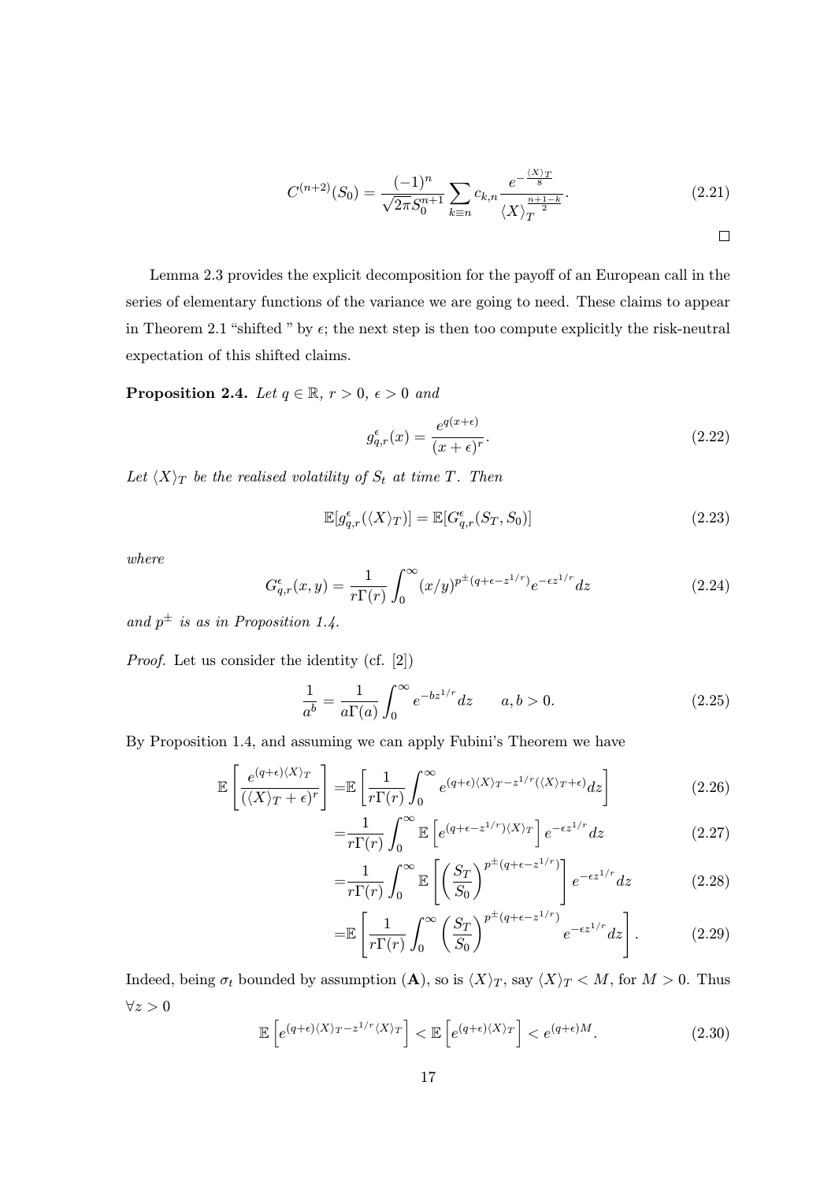$$C^{(n+2)}(S_0) = \frac{(-1)^n}{\sqrt{2\pi} S_0^{n+1}} \sum_{k \equiv n} c_{k,n} \frac{e^{-\frac{\langle X \rangle_T}{8}}}{\langle X \rangle_T^{\frac{n+1-k}{2}}}. \tag{2.21}$$

□

Lemma 2.3 provides the explicit decomposition for the payoff of an European call in the series of elementary functions of the variance we are going to need. These claims to appear in Theorem 2.1 "shifted " by $\epsilon$; the next step is then too compute explicitly the risk-neutral expectation of this shifted claims.

**Proposition 2.4.** *Let $q \in \mathbb{R}$, $r > 0$, $\epsilon > 0$ and*

$$g^{\epsilon}_{q,r}(x) = \frac{e^{q(x+\epsilon)}}{(x+\epsilon)^r}. \tag{2.22}$$

*Let $\langle X \rangle_T$ be the realised volatility of $S_t$ at time $T$. Then*

$$\mathbb{E}[g^{\epsilon}_{q,r}(\langle X \rangle_T)] = \mathbb{E}[G^{\epsilon}_{q,r}(S_T, S_0)] \tag{2.23}$$

*where*

$$G^{\epsilon}_{q,r}(x,y) = \frac{1}{r\Gamma(r)} \int_0^{\infty} (x/y)^{p^{\pm}(q+\epsilon-z^{1/r})} e^{-\epsilon z^{1/r}} dz \tag{2.24}$$

*and $p^{\pm}$ is as in Proposition 1.4.*

*Proof.* Let us consider the identity (cf. [2])

$$\frac{1}{a^b} = \frac{1}{a\Gamma(a)} \int_0^{\infty} e^{-bz^{1/r}} dz \qquad a, b > 0. \tag{2.25}$$

By Proposition 1.4, and assuming we can apply Fubini's Theorem we have

$$\mathbb{E}\left[\frac{e^{(q+\epsilon)\langle X \rangle_T}}{(\langle X \rangle_T + \epsilon)^r}\right] = \mathbb{E}\left[\frac{1}{r\Gamma(r)} \int_0^{\infty} e^{(q+\epsilon)\langle X \rangle_T - z^{1/r}(\langle X \rangle_T + \epsilon)} dz\right] \tag{2.26}$$

$$= \frac{1}{r\Gamma(r)} \int_0^{\infty} \mathbb{E}\left[e^{(q+\epsilon-z^{1/r})\langle X \rangle_T}\right] e^{-\epsilon z^{1/r}} dz \tag{2.27}$$

$$= \frac{1}{r\Gamma(r)} \int_0^{\infty} \mathbb{E}\left[\left(\frac{S_T}{S_0}\right)^{p^{\pm}(q+\epsilon-z^{1/r})}\right] e^{-\epsilon z^{1/r}} dz \tag{2.28}$$

$$= \mathbb{E}\left[\frac{1}{r\Gamma(r)} \int_0^{\infty} \left(\frac{S_T}{S_0}\right)^{p^{\pm}(q+\epsilon-z^{1/r})} e^{-\epsilon z^{1/r}} dz\right]. \tag{2.29}$$

Indeed, being $\sigma_t$ bounded by assumption (**A**), so is $\langle X \rangle_T$, say $\langle X \rangle_T < M$, for $M > 0$. Thus $\forall z > 0$

$$\mathbb{E}\left[e^{(q+\epsilon)\langle X \rangle_T - z^{1/r}\langle X \rangle_T}\right] < \mathbb{E}\left[e^{(q+\epsilon)\langle X \rangle_T}\right] < e^{(q+\epsilon)M}. \tag{2.30}$$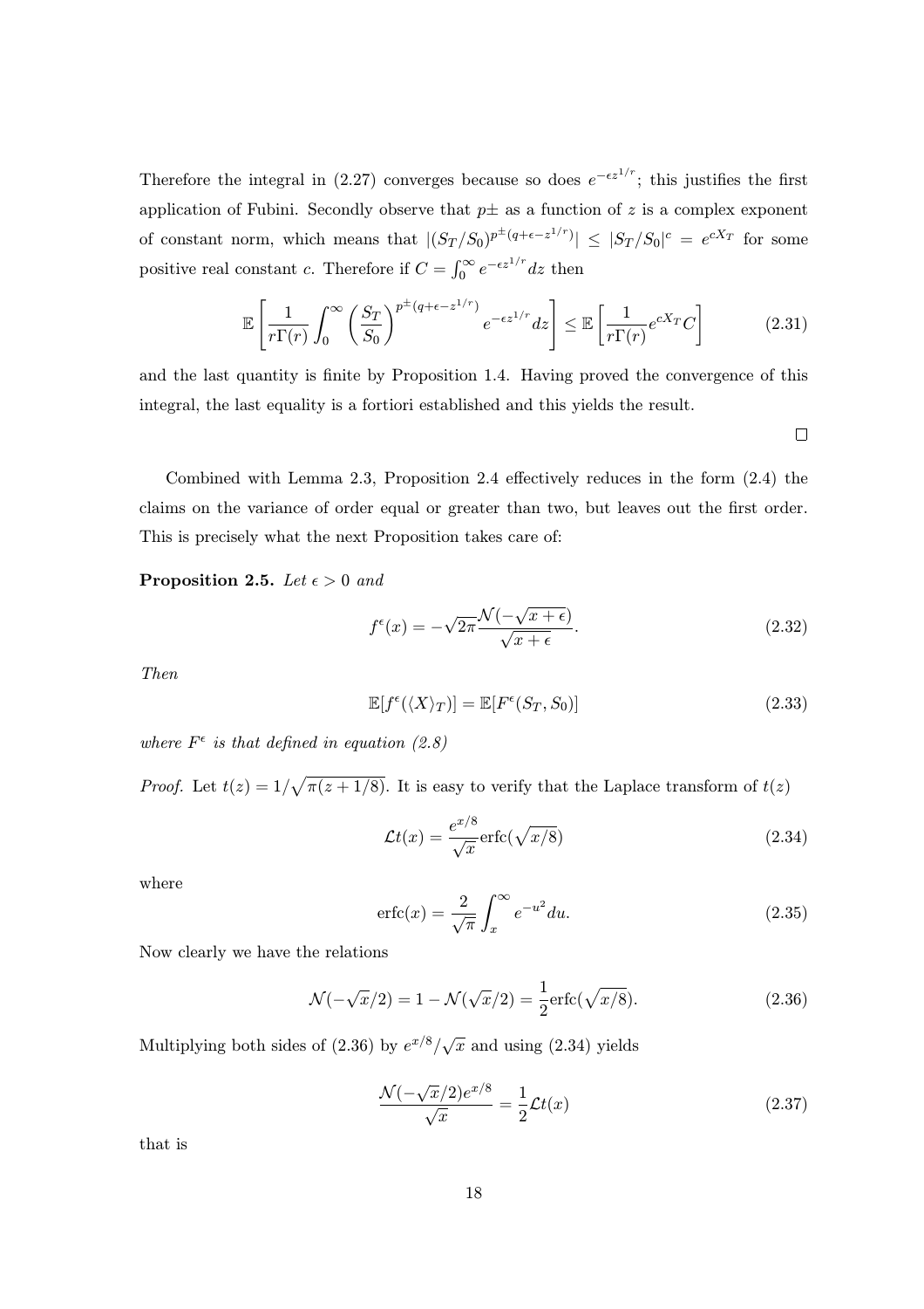Therefore the integral in (2.27) converges because so does $e^{-\epsilon z^{1/r}}$; this justifies the first application of Fubini. Secondly observe that $p\pm$ as a function of $z$ is a complex exponent of constant norm, which means that $|(S_T/S_0)^{p^{\pm}(q+\epsilon-z^{1/r})}| \leq |S_T/S_0|^c = e^{cX_T}$ for some positive real constant $c$. Therefore if $C = \int_0^\infty e^{-\epsilon z^{1/r}} dz$ then

$$\mathbb{E}\left[\frac{1}{r\Gamma(r)}\int_0^\infty \left(\frac{S_T}{S_0}\right)^{p^{\pm}(q+\epsilon-z^{1/r})} e^{-\epsilon z^{1/r}} dz\right] \leq \mathbb{E}\left[\frac{1}{r\Gamma(r)} e^{cX_T} C\right] \tag{2.31}$$

and the last quantity is finite by Proposition 1.4. Having proved the convergence of this integral, the last equality is a fortiori established and this yields the result.

□

Combined with Lemma 2.3, Proposition 2.4 effectively reduces in the form (2.4) the claims on the variance of order equal or greater than two, but leaves out the first order. This is precisely what the next Proposition takes care of:

**Proposition 2.5.** *Let $\epsilon > 0$ and*

$$f^\epsilon(x) = -\sqrt{2\pi}\frac{\mathcal{N}(-\sqrt{x+\epsilon})}{\sqrt{x+\epsilon}}. \tag{2.32}$$

*Then*

$$\mathbb{E}[f^\epsilon(\langle X\rangle_T)] = \mathbb{E}[F^\epsilon(S_T, S_0)] \tag{2.33}$$

*where $F^\epsilon$ is that defined in equation (2.8)*

*Proof.* Let $t(z) = 1/\sqrt{\pi(z+1/8)}$. It is easy to verify that the Laplace transform of $t(z)$

$$\mathcal{L}t(x) = \frac{e^{x/8}}{\sqrt{x}}\mathrm{erfc}(\sqrt{x/8}) \tag{2.34}$$

where

$$\mathrm{erfc}(x) = \frac{2}{\sqrt{\pi}}\int_x^\infty e^{-u^2} du. \tag{2.35}$$

Now clearly we have the relations

$$\mathcal{N}(-\sqrt{x}/2) = 1 - \mathcal{N}(\sqrt{x}/2) = \frac{1}{2}\mathrm{erfc}(\sqrt{x/8}). \tag{2.36}$$

Multiplying both sides of (2.36) by $e^{x/8}/\sqrt{x}$ and using (2.34) yields

$$\frac{\mathcal{N}(-\sqrt{x}/2)e^{x/8}}{\sqrt{x}} = \frac{1}{2}\mathcal{L}t(x) \tag{2.37}$$

that is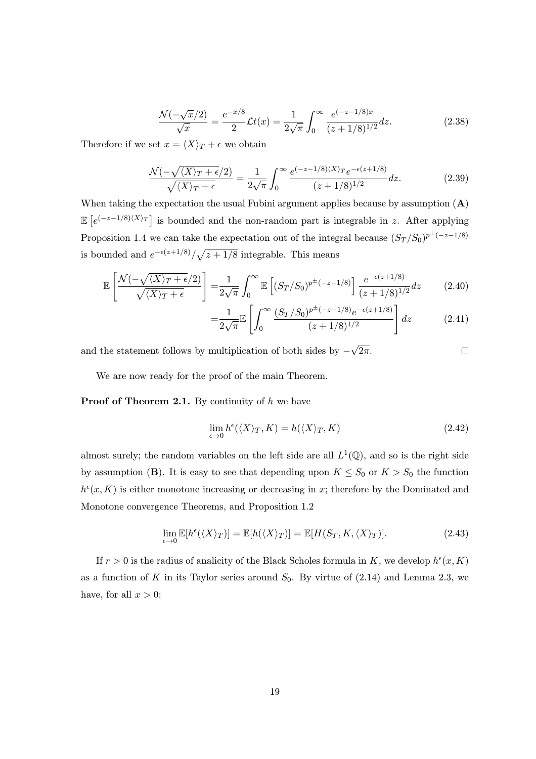$$
\frac{\mathcal{N}(-\sqrt{x}/2)}{\sqrt{x}} = \frac{e^{-x/8}}{2}\mathcal{L}t(x) = \frac{1}{2\sqrt{\pi}}\int_0^\infty \frac{e^{(-z-1/8)x}}{(z+1/8)^{1/2}}dz. \tag{2.38}
$$

Therefore if we set $x = \langle X\rangle_T + \epsilon$ we obtain

$$
\frac{\mathcal{N}(-\sqrt{\langle X\rangle_T+\epsilon}/2)}{\sqrt{\langle X\rangle_T+\epsilon}} = \frac{1}{2\sqrt{\pi}}\int_0^\infty \frac{e^{(-z-1/8)\langle X\rangle_T}e^{-\epsilon(z+1/8)}}{(z+1/8)^{1/2}}dz. \tag{2.39}
$$

When taking the expectation the usual Fubini argument applies because by assumption (**A**) $\mathbb{E}\left[e^{(-z-1/8)\langle X\rangle_T}\right]$ is bounded and the non-random part is integrable in $z$. After applying Proposition 1.4 we can take the expectation out of the integral because $(S_T/S_0)^{p^\pm(-z-1/8)}$ is bounded and $e^{-\epsilon(z+1/8)}/\sqrt{z+1/8}$ integrable. This means

$$
\begin{aligned}
\mathbb{E}\left[\frac{\mathcal{N}(-\sqrt{\langle X\rangle_T+\epsilon}/2)}{\sqrt{\langle X\rangle_T+\epsilon}}\right] =& \frac{1}{2\sqrt{\pi}}\int_0^\infty \mathbb{E}\left[(S_T/S_0)^{p^\pm(-z-1/8)}\right]\frac{e^{-\epsilon(z+1/8)}}{(z+1/8)^{1/2}}dz & (2.40)\\
=& \frac{1}{2\sqrt{\pi}}\mathbb{E}\left[\int_0^\infty \frac{(S_T/S_0)^{p^\pm(-z-1/8)}e^{-\epsilon(z+1/8)}}{(z+1/8)^{1/2}}\right]dz & (2.41)
\end{aligned}
$$

and the statement follows by multiplication of both sides by $-\sqrt{2\pi}$. $\square$

We are now ready for the proof of the main Theorem.

**Proof of Theorem 2.1.** By continuity of $h$ we have

$$
\lim_{\epsilon\to 0} h^\epsilon(\langle X\rangle_T, K) = h(\langle X\rangle_T, K) \tag{2.42}
$$

almost surely; the random variables on the left side are all $L^1(\mathbb{Q})$, and so is the right side by assumption (**B**). It is easy to see that depending upon $K \le S_0$ or $K > S_0$ the function $h^\epsilon(x, K)$ is either monotone increasing or decreasing in $x$; therefore by the Dominated and Monotone convergence Theorems, and Proposition 1.2

$$
\lim_{\epsilon\to 0}\mathbb{E}[h^\epsilon(\langle X\rangle_T)] = \mathbb{E}[h(\langle X\rangle_T)] = \mathbb{E}[H(S_T, K, \langle X\rangle_T)]. \tag{2.43}
$$

If $r > 0$ is the radius of analicity of the Black Scholes formula in $K$, we develop $h^\epsilon(x, K)$ as a function of $K$ in its Taylor series around $S_0$. By virtue of (2.14) and Lemma 2.3, we have, for all $x > 0$: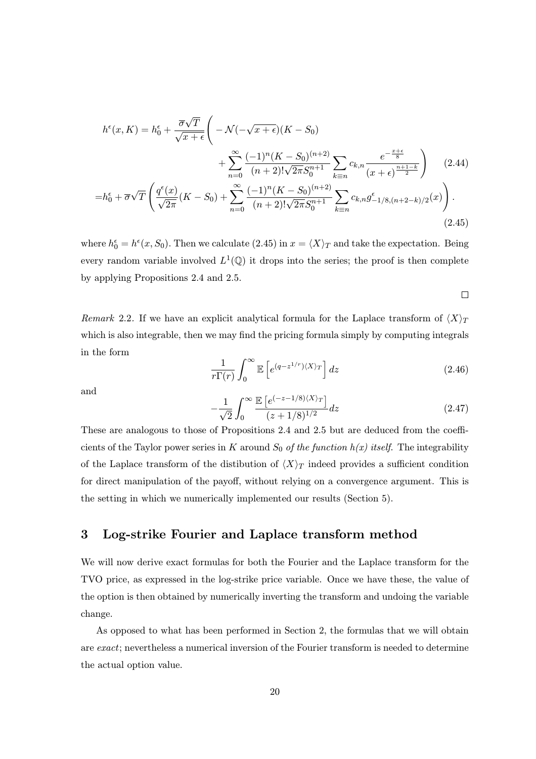$$
\begin{aligned}
h^{\epsilon}(x,K) = h_0^{\epsilon} + \frac{\overline{\sigma}\sqrt{T}}{\sqrt{x+\epsilon}} \Bigg( & -\mathcal{N}(-\sqrt{x+\epsilon})(K-S_0) \\
& + \sum_{n=0}^{\infty} \frac{(-1)^n (K-S_0)^{(n+2)}}{(n+2)!\sqrt{2\pi} S_0^{n+1}} \sum_{k \equiv n} c_{k,n} \frac{e^{-\frac{x+\epsilon}{8}}}{(x+\epsilon)^{\frac{n+1-k}{2}}} \Bigg) \qquad (2.44)
\end{aligned}
$$

$$
= h_0^{\epsilon} + \overline{\sigma}\sqrt{T} \left( \frac{q^{\epsilon}(x)}{\sqrt{2\pi}}(K-S_0) + \sum_{n=0}^{\infty} \frac{(-1)^n (K-S_0)^{(n+2)}}{(n+2)!\sqrt{2\pi} S_0^{n+1}} \sum_{k \equiv n} c_{k,n} g^{\epsilon}_{-1/8,(n+2-k)/2}(x) \right). \qquad (2.45)
$$

where $h_0^{\epsilon} = h^{\epsilon}(x, S_0)$. Then we calculate (2.45) in $x = \langle X \rangle_T$ and take the expectation. Being every random variable involved $L^1(\mathbb{Q})$ it drops into the series; the proof is then complete by applying Propositions 2.4 and 2.5.

$\square$

*Remark* 2.2. If we have an explicit analytical formula for the Laplace transform of $\langle X \rangle_T$ which is also integrable, then we may find the pricing formula simply by computing integrals in the form

$$
\frac{1}{r\Gamma(r)} \int_0^{\infty} \mathbb{E}\left[ e^{(q - z^{1/r})\langle X \rangle_T} \right] dz \qquad (2.46)
$$

and

$$
-\frac{1}{\sqrt{2}} \int_0^{\infty} \frac{\mathbb{E}\left[ e^{(-z-1/8)\langle X \rangle_T} \right]}{(z+1/8)^{1/2}} dz \qquad (2.47)
$$

These are analogous to those of Propositions 2.4 and 2.5 but are deduced from the coefficients of the Taylor power series in $K$ around $S_0$ *of the function h(x) itself*. The integrability of the Laplace transform of the distibution of $\langle X \rangle_T$ indeed provides a sufficient condition for direct manipulation of the payoff, without relying on a convergence argument. This is the setting in which we numerically implemented our results (Section 5).

## 3 Log-strike Fourier and Laplace transform method

We will now derive exact formulas for both the Fourier and the Laplace transform for the TVO price, as expressed in the log-strike price variable. Once we have these, the value of the option is then obtained by numerically inverting the transform and undoing the variable change.

As opposed to what has been performed in Section 2, the formulas that we will obtain are *exact*; nevertheless a numerical inversion of the Fourier transform is needed to determine the actual option value.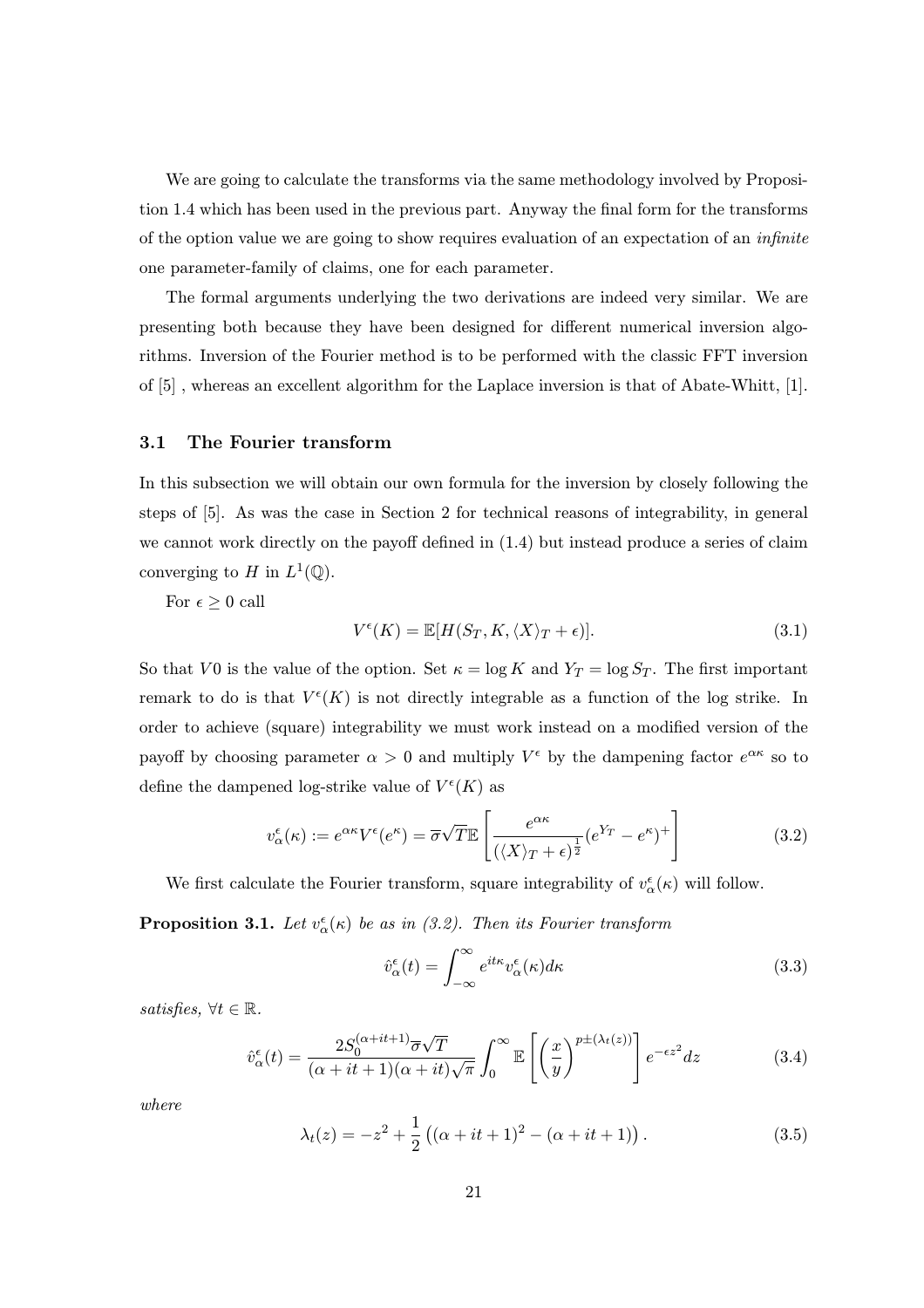We are going to calculate the transforms via the same methodology involved by Proposition 1.4 which has been used in the previous part. Anyway the final form for the transforms of the option value we are going to show requires evaluation of an expectation of an *infinite* one parameter-family of claims, one for each parameter.

The formal arguments underlying the two derivations are indeed very similar. We are presenting both because they have been designed for different numerical inversion algorithms. Inversion of the Fourier method is to be performed with the classic FFT inversion of [5] , whereas an excellent algorithm for the Laplace inversion is that of Abate-Whitt, [1].

### 3.1 The Fourier transform

In this subsection we will obtain our own formula for the inversion by closely following the steps of [5]. As was the case in Section 2 for technical reasons of integrability, in general we cannot work directly on the payoff defined in (1.4) but instead produce a series of claim converging to $H$ in $L^1(\mathbb{Q})$.

For $\epsilon \geq 0$ call

$$V^\epsilon(K) = \mathbb{E}[H(S_T, K, \langle X\rangle_T + \epsilon)]. \tag{3.1}$$

So that $V0$ is the value of the option. Set $\kappa = \log K$ and $Y_T = \log S_T$. The first important remark to do is that $V^\epsilon(K)$ is not directly integrable as a function of the log strike. In order to achieve (square) integrability we must work instead on a modified version of the payoff by choosing parameter $\alpha > 0$ and multiply $V^\epsilon$ by the dampening factor $e^{\alpha\kappa}$ so to define the dampened log-strike value of $V^\epsilon(K)$ as

$$v^\epsilon_\alpha(\kappa) := e^{\alpha\kappa}V^\epsilon(e^\kappa) = \overline{\sigma}\sqrt{T}\mathbb{E}\left[\frac{e^{\alpha\kappa}}{(\langle X\rangle_T + \epsilon)^{\frac{1}{2}}}(e^{Y_T} - e^\kappa)^+\right] \tag{3.2}$$

We first calculate the Fourier transform, square integrability of $v^\epsilon_\alpha(\kappa)$ will follow.

**Proposition 3.1.** *Let $v^\epsilon_\alpha(\kappa)$ be as in (3.2). Then its Fourier transform*

$$\hat{v}^\epsilon_\alpha(t) = \int_{-\infty}^{\infty} e^{it\kappa} v^\epsilon_\alpha(\kappa) d\kappa \tag{3.3}$$

*satisfies, $\forall t \in \mathbb{R}$.*

$$\hat{v}^\epsilon_\alpha(t) = \frac{2S_0^{(\alpha+it+1)}\overline{\sigma}\sqrt{T}}{(\alpha+it+1)(\alpha+it)\sqrt{\pi}} \int_0^\infty \mathbb{E}\left[\left(\frac{x}{y}\right)^{p\pm(\lambda_t(z))}\right] e^{-\epsilon z^2} dz \tag{3.4}$$

*where*

$$\lambda_t(z) = -z^2 + \frac{1}{2}\left((\alpha+it+1)^2 - (\alpha+it+1)\right). \tag{3.5}$$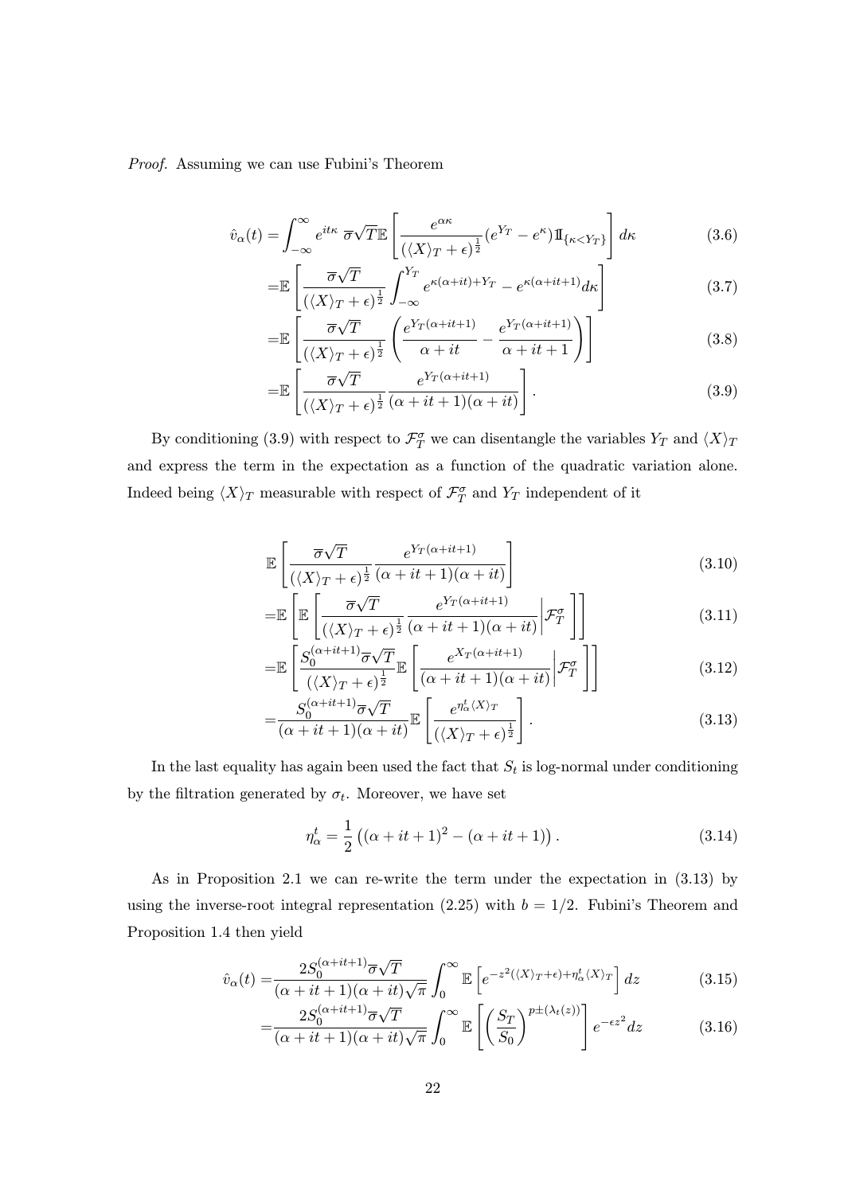*Proof.* Assuming we can use Fubini's Theorem

$$\hat{v}_\alpha(t) = \int_{-\infty}^{\infty} e^{it\kappa}\ \overline{\sigma}\sqrt{T}\mathbb{E}\left[\frac{e^{\alpha\kappa}}{(\langle X\rangle_T+\epsilon)^{\frac{1}{2}}}(e^{Y_T}-e^{\kappa})\mathbb{1}_{\{\kappa<Y_T\}}\right]d\kappa \tag{3.6}$$

$$=\mathbb{E}\left[\frac{\overline{\sigma}\sqrt{T}}{(\langle X\rangle_T+\epsilon)^{\frac{1}{2}}}\int_{-\infty}^{Y_T} e^{\kappa(\alpha+it)+Y_T}-e^{\kappa(\alpha+it+1)}d\kappa\right] \tag{3.7}$$

$$=\mathbb{E}\left[\frac{\overline{\sigma}\sqrt{T}}{(\langle X\rangle_T+\epsilon)^{\frac{1}{2}}}\left(\frac{e^{Y_T(\alpha+it+1)}}{\alpha+it}-\frac{e^{Y_T(\alpha+it+1)}}{\alpha+it+1}\right)\right] \tag{3.8}$$

$$=\mathbb{E}\left[\frac{\overline{\sigma}\sqrt{T}}{(\langle X\rangle_T+\epsilon)^{\frac{1}{2}}}\frac{e^{Y_T(\alpha+it+1)}}{(\alpha+it+1)(\alpha+it)}\right]. \tag{3.9}$$

By conditioning (3.9) with respect to $\mathcal{F}_T^\sigma$ we can disentangle the variables $Y_T$ and $\langle X\rangle_T$ and express the term in the expectation as a function of the quadratic variation alone. Indeed being $\langle X\rangle_T$ measurable with respect of $\mathcal{F}_T^\sigma$ and $Y_T$ independent of it

$$\mathbb{E}\left[\frac{\overline{\sigma}\sqrt{T}}{(\langle X\rangle_T+\epsilon)^{\frac{1}{2}}}\frac{e^{Y_T(\alpha+it+1)}}{(\alpha+it+1)(\alpha+it)}\right] \tag{3.10}$$

$$=\mathbb{E}\left[\mathbb{E}\left[\frac{\overline{\sigma}\sqrt{T}}{(\langle X\rangle_T+\epsilon)^{\frac{1}{2}}}\frac{e^{Y_T(\alpha+it+1)}}{(\alpha+it+1)(\alpha+it)}\middle|\mathcal{F}_T^\sigma\right]\right] \tag{3.11}$$

$$=\mathbb{E}\left[\frac{S_0^{(\alpha+it+1)}\overline{\sigma}\sqrt{T}}{(\langle X\rangle_T+\epsilon)^{\frac{1}{2}}}\mathbb{E}\left[\frac{e^{X_T(\alpha+it+1)}}{(\alpha+it+1)(\alpha+it)}\middle|\mathcal{F}_T^\sigma\right]\right] \tag{3.12}$$

$$=\frac{S_0^{(\alpha+it+1)}\overline{\sigma}\sqrt{T}}{(\alpha+it+1)(\alpha+it)}\mathbb{E}\left[\frac{e^{\eta_\alpha^t\langle X\rangle_T}}{(\langle X\rangle_T+\epsilon)^{\frac{1}{2}}}\right]. \tag{3.13}$$

In the last equality has again been used the fact that $S_t$ is log-normal under conditioning by the filtration generated by $\sigma_t$. Moreover, we have set

$$\eta_\alpha^t = \frac{1}{2}\left((\alpha+it+1)^2-(\alpha+it+1)\right). \tag{3.14}$$

As in Proposition 2.1 we can re-write the term under the expectation in (3.13) by using the inverse-root integral representation (2.25) with $b=1/2$. Fubini's Theorem and Proposition 1.4 then yield

$$\hat{v}_\alpha(t) = \frac{2S_0^{(\alpha+it+1)}\overline{\sigma}\sqrt{T}}{(\alpha+it+1)(\alpha+it)\sqrt{\pi}}\int_0^\infty \mathbb{E}\left[e^{-z^2(\langle X\rangle_T+\epsilon)+\eta_\alpha^t\langle X\rangle_T}\right]dz \tag{3.15}$$

$$=\frac{2S_0^{(\alpha+it+1)}\overline{\sigma}\sqrt{T}}{(\alpha+it+1)(\alpha+it)\sqrt{\pi}}\int_0^\infty \mathbb{E}\left[\left(\frac{S_T}{S_0}\right)^{p\pm(\lambda_t(z))}\right]e^{-\epsilon z^2}dz \tag{3.16}$$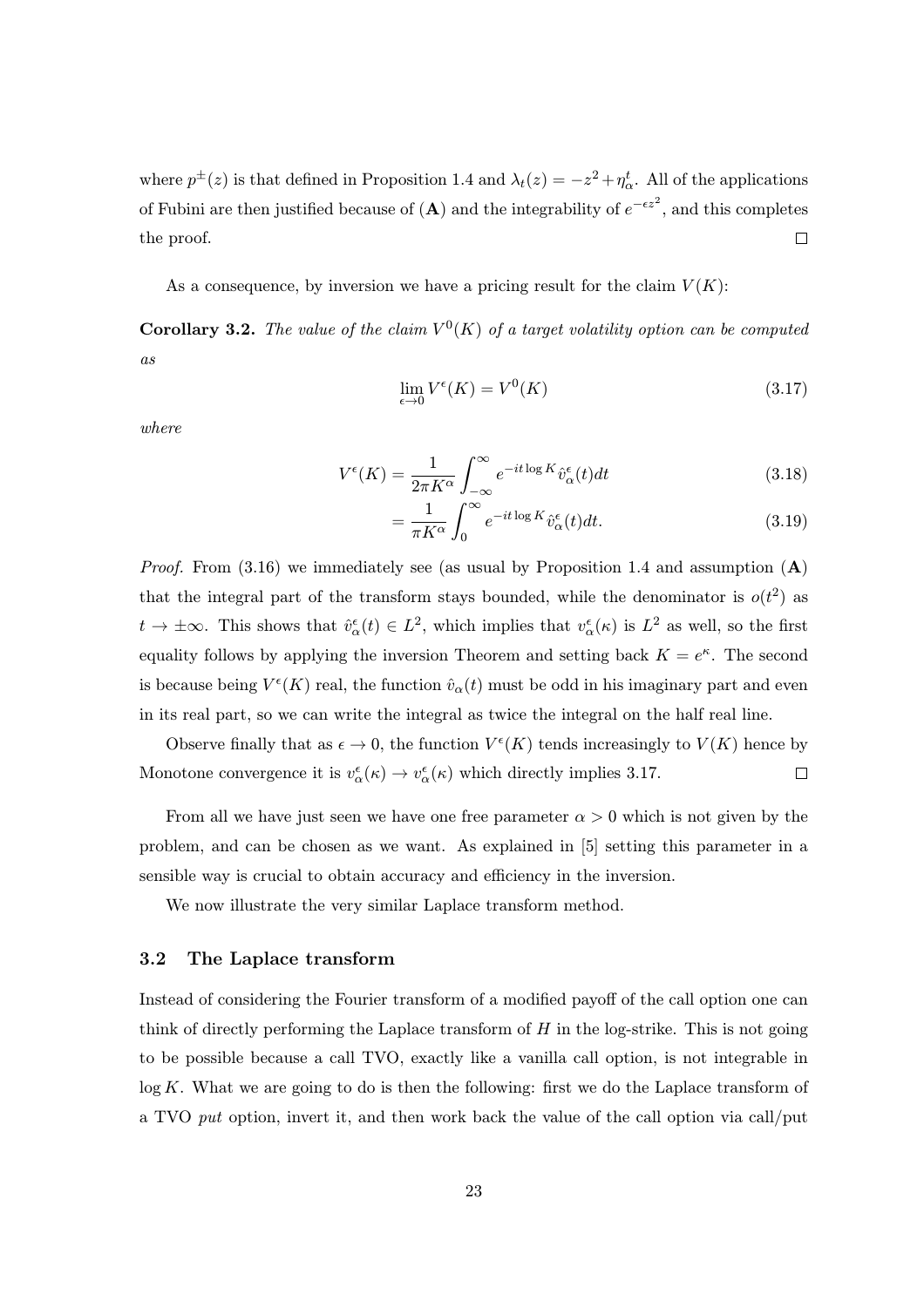where $p^{\pm}(z)$ is that defined in Proposition 1.4 and $\lambda_t(z) = -z^2 + \eta_\alpha^t$. All of the applications of Fubini are then justified because of (**A**) and the integrability of $e^{-\epsilon z^2}$, and this completes the proof. □

As a consequence, by inversion we have a pricing result for the claim $V(K)$:

**Corollary 3.2.** *The value of the claim $V^0(K)$ of a target volatility option can be computed as*

$$\lim_{\epsilon \to 0} V^\epsilon(K) = V^0(K) \tag{3.17}$$

*where*

$$V^\epsilon(K) = \frac{1}{2\pi K^\alpha} \int_{-\infty}^{\infty} e^{-it \log K} \hat{v}_\alpha^\epsilon(t) dt \tag{3.18}$$

$$= \frac{1}{\pi K^\alpha} \int_0^\infty e^{-it \log K} \hat{v}_\alpha^\epsilon(t) dt. \tag{3.19}$$

*Proof.* From (3.16) we immediately see (as usual by Proposition 1.4 and assumption (**A**) that the integral part of the transform stays bounded, while the denominator is $o(t^2)$ as $t \to \pm\infty$. This shows that $\hat{v}_\alpha^\epsilon(t) \in L^2$, which implies that $v_\alpha^\epsilon(\kappa)$ is $L^2$ as well, so the first equality follows by applying the inversion Theorem and setting back $K = e^\kappa$. The second is because being $V^\epsilon(K)$ real, the function $\hat{v}_\alpha(t)$ must be odd in his imaginary part and even in its real part, so we can write the integral as twice the integral on the half real line.

Observe finally that as $\epsilon \to 0$, the function $V^\epsilon(K)$ tends increasingly to $V(K)$ hence by Monotone convergence it is $v_\alpha^\epsilon(\kappa) \to v_\alpha^\epsilon(\kappa)$ which directly implies 3.17. □

From all we have just seen we have one free parameter $\alpha > 0$ which is not given by the problem, and can be chosen as we want. As explained in [5] setting this parameter in a sensible way is crucial to obtain accuracy and efficiency in the inversion.

We now illustrate the very similar Laplace transform method.

### 3.2 The Laplace transform

Instead of considering the Fourier transform of a modified payoff of the call option one can think of directly performing the Laplace transform of $H$ in the log-strike. This is not going to be possible because a call TVO, exactly like a vanilla call option, is not integrable in $\log K$. What we are going to do is then the following: first we do the Laplace transform of a TVO *put* option, invert it, and then work back the value of the call option via call/put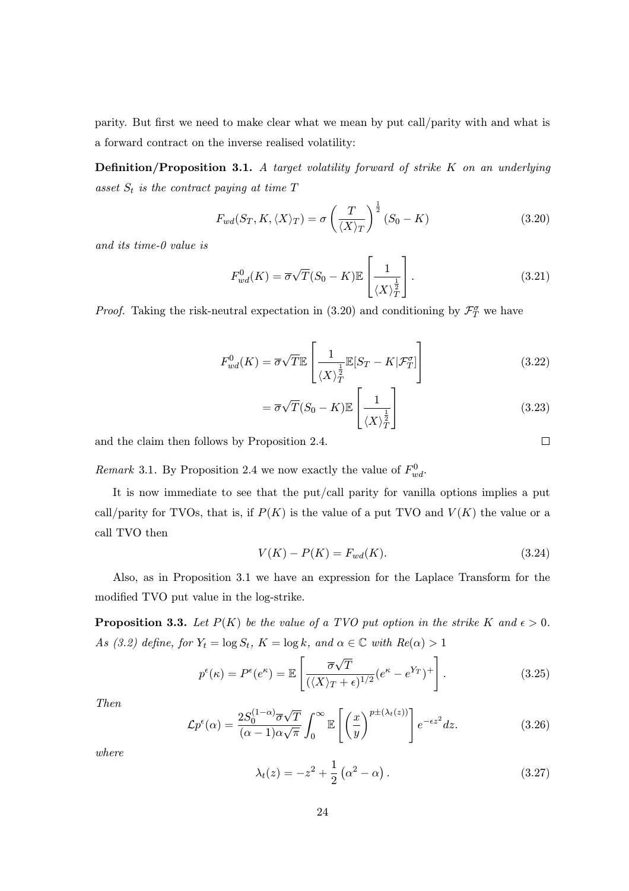parity. But first we need to make clear what we mean by put call/parity with and what is a forward contract on the inverse realised volatility:

**Definition/Proposition 3.1.** *A target volatility forward of strike $K$ on an underlying asset $S_t$ is the contract paying at time $T$*

$$F_{wd}(S_T, K, \langle X \rangle_T) = \sigma \left( \frac{T}{\langle X \rangle_T} \right)^{\frac{1}{2}} (S_0 - K) \tag{3.20}$$

*and its time-0 value is*

$$F^0_{wd}(K) = \overline{\sigma}\sqrt{T}(S_0 - K)\mathbb{E}\left[ \frac{1}{\langle X \rangle_T^{\frac{1}{2}}} \right]. \tag{3.21}$$

*Proof.* Taking the risk-neutral expectation in (3.20) and conditioning by $\mathcal{F}^\sigma_T$ we have

$$F^0_{wd}(K) = \overline{\sigma}\sqrt{T}\mathbb{E}\left[ \frac{1}{\langle X \rangle_T^{\frac{1}{2}}} \mathbb{E}[S_T - K | \mathcal{F}^\sigma_T] \right] \tag{3.22}$$

$$= \overline{\sigma}\sqrt{T}(S_0 - K)\mathbb{E}\left[ \frac{1}{\langle X \rangle_T^{\frac{1}{2}}} \right] \tag{3.23}$$

and the claim then follows by Proposition 2.4. $\square$

*Remark* 3.1. By Proposition 2.4 we now exactly the value of $F^0_{wd}$.

It is now immediate to see that the put/call parity for vanilla options implies a put call/parity for TVOs, that is, if $P(K)$ is the value of a put TVO and $V(K)$ the value or a call TVO then

$$V(K) - P(K) = F_{wd}(K). \tag{3.24}$$

Also, as in Proposition 3.1 we have an expression for the Laplace Transform for the modified TVO put value in the log-strike.

**Proposition 3.3.** *Let $P(K)$ be the value of a TVO put option in the strike $K$ and $\epsilon > 0$. As (3.2) define, for $Y_t = \log S_t$, $K = \log k$, and $\alpha \in \mathbb{C}$ with $Re(\alpha) > 1$*

$$p^\epsilon(\kappa) = P^\epsilon(e^\kappa) = \mathbb{E}\left[ \frac{\overline{\sigma}\sqrt{T}}{(\langle X \rangle_T + \epsilon)^{1/2}} (e^\kappa - e^{Y_T})^+ \right]. \tag{3.25}$$

*Then*

$$\mathcal{L}p^\epsilon(\alpha) = \frac{2S_0^{(1-\alpha)}\overline{\sigma}\sqrt{T}}{(\alpha - 1)\alpha\sqrt{\pi}} \int_0^\infty \mathbb{E}\left[ \left( \frac{x}{y} \right)^{p\pm(\lambda_t(z))} \right] e^{-\epsilon z^2} dz. \tag{3.26}$$

*where*

$$\lambda_t(z) = -z^2 + \frac{1}{2}\left( \alpha^2 - \alpha \right). \tag{3.27}$$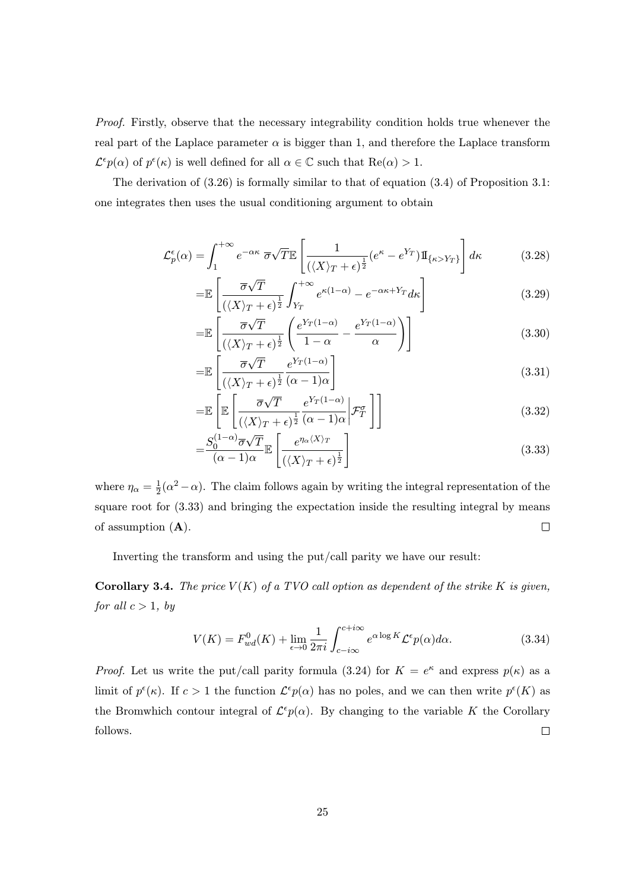*Proof.* Firstly, observe that the necessary integrability condition holds true whenever the real part of the Laplace parameter $\alpha$ is bigger than 1, and therefore the Laplace transform $\mathcal{L}^\epsilon p(\alpha)$ of $p^\epsilon(\kappa)$ is well defined for all $\alpha \in \mathbb{C}$ such that $\mathrm{Re}(\alpha) > 1$.

The derivation of (3.26) is formally similar to that of equation (3.4) of Proposition 3.1: one integrates then uses the usual conditioning argument to obtain

$$
\begin{aligned}
\mathcal{L}_p^\epsilon(\alpha) =& \int_1^{+\infty} e^{-\alpha\kappa}\, \overline{\sigma}\sqrt{T}\mathbb{E}\left[\frac{1}{(\langle X\rangle_T + \epsilon)^{\frac{1}{2}}}(e^\kappa - e^{Y_T})\mathbb{1}_{\{\kappa > Y_T\}}\right] d\kappa && (3.28)\\
=& \mathbb{E}\left[\frac{\overline{\sigma}\sqrt{T}}{(\langle X\rangle_T + \epsilon)^{\frac{1}{2}}}\int_{Y_T}^{+\infty} e^{\kappa(1-\alpha)} - e^{-\alpha\kappa + Y_T} d\kappa\right] && (3.29)\\
=& \mathbb{E}\left[\frac{\overline{\sigma}\sqrt{T}}{(\langle X\rangle_T + \epsilon)^{\frac{1}{2}}}\left(\frac{e^{Y_T(1-\alpha)}}{1-\alpha} - \frac{e^{Y_T(1-\alpha)}}{\alpha}\right)\right] && (3.30)\\
=& \mathbb{E}\left[\frac{\overline{\sigma}\sqrt{T}}{(\langle X\rangle_T + \epsilon)^{\frac{1}{2}}}\frac{e^{Y_T(1-\alpha)}}{(\alpha-1)\alpha}\right] && (3.31)\\
=& \mathbb{E}\left[\mathbb{E}\left[\frac{\overline{\sigma}\sqrt{T}}{(\langle X\rangle_T + \epsilon)^{\frac{1}{2}}}\frac{e^{Y_T(1-\alpha)}}{(\alpha-1)\alpha}\Bigg|\mathcal{F}_T^\sigma\right]\right] && (3.32)\\
=& \frac{S_0^{(1-\alpha)}\overline{\sigma}\sqrt{T}}{(\alpha-1)\alpha}\mathbb{E}\left[\frac{e^{\eta_\alpha\langle X\rangle_T}}{(\langle X\rangle_T + \epsilon)^{\frac{1}{2}}}\right] && (3.33)
\end{aligned}
$$

where $\eta_\alpha = \frac{1}{2}(\alpha^2 - \alpha)$. The claim follows again by writing the integral representation of the square root for (3.33) and bringing the expectation inside the resulting integral by means of assumption (**A**). $\square$

Inverting the transform and using the put/call parity we have our result:

**Corollary 3.4.** *The price $V(K)$ of a TVO call option as dependent of the strike $K$ is given, for all $c > 1$, by*

$$
V(K) = F_{wd}^0(K) + \lim_{\epsilon\to 0}\frac{1}{2\pi i}\int_{c-i\infty}^{c+i\infty} e^{\alpha\log K}\mathcal{L}^\epsilon p(\alpha)d\alpha. \tag{3.34}
$$

*Proof.* Let us write the put/call parity formula (3.24) for $K = e^\kappa$ and express $p(\kappa)$ as a limit of $p^\epsilon(\kappa)$. If $c > 1$ the function $\mathcal{L}^\epsilon p(\alpha)$ has no poles, and we can then write $p^\epsilon(K)$ as the Bromwhich contour integral of $\mathcal{L}^\epsilon p(\alpha)$. By changing to the variable $K$ the Corollary follows. $\square$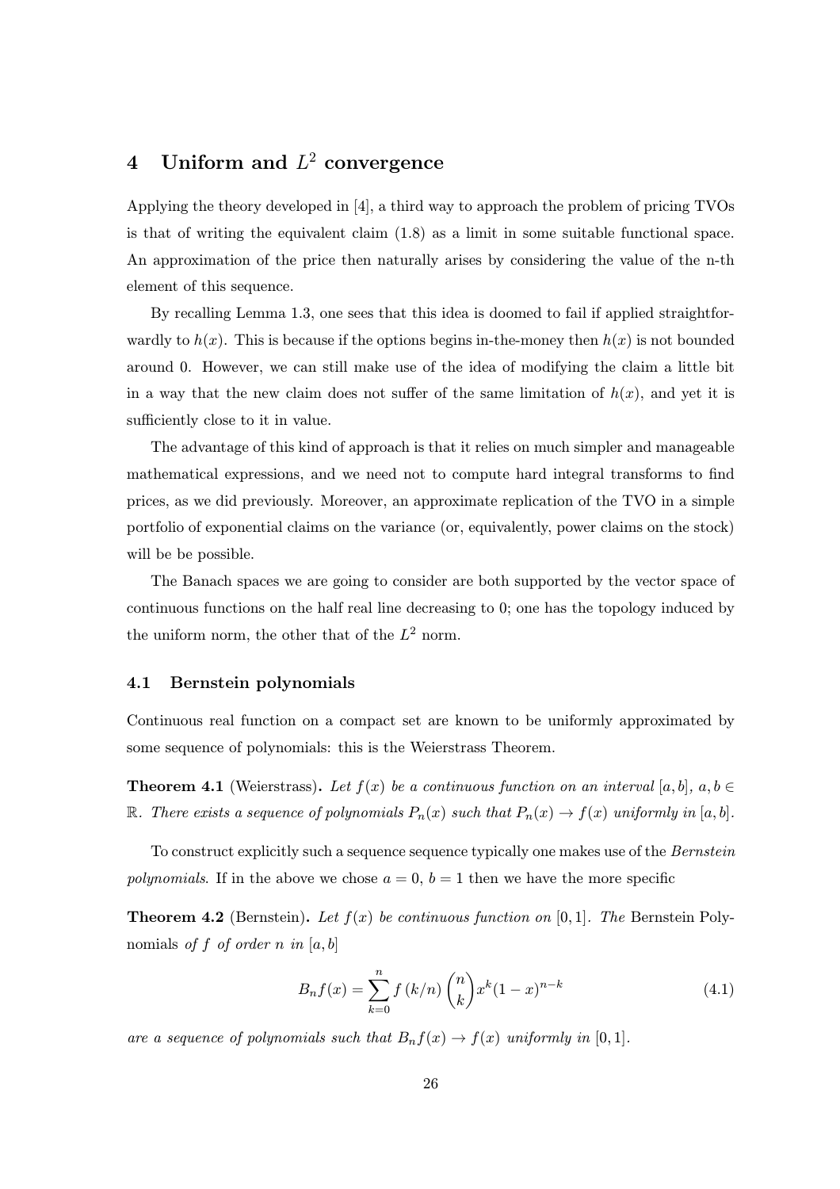# 4 Uniform and $L^2$ convergence

Applying the theory developed in [4], a third way to approach the problem of pricing TVOs is that of writing the equivalent claim (1.8) as a limit in some suitable functional space. An approximation of the price then naturally arises by considering the value of the n-th element of this sequence.

By recalling Lemma 1.3, one sees that this idea is doomed to fail if applied straightforwardly to $h(x)$. This is because if the options begins in-the-money then $h(x)$ is not bounded around 0. However, we can still make use of the idea of modifying the claim a little bit in a way that the new claim does not suffer of the same limitation of $h(x)$, and yet it is sufficiently close to it in value.

The advantage of this kind of approach is that it relies on much simpler and manageable mathematical expressions, and we need not to compute hard integral transforms to find prices, as we did previously. Moreover, an approximate replication of the TVO in a simple portfolio of exponential claims on the variance (or, equivalently, power claims on the stock) will be be possible.

The Banach spaces we are going to consider are both supported by the vector space of continuous functions on the half real line decreasing to 0; one has the topology induced by the uniform norm, the other that of the $L^2$ norm.

## 4.1 Bernstein polynomials

Continuous real function on a compact set are known to be uniformly approximated by some sequence of polynomials: this is the Weierstrass Theorem.

**Theorem 4.1** (Weierstrass)**.** *Let $f(x)$ be a continuous function on an interval $[a,b]$, $a,b \in \mathbb{R}$. There exists a sequence of polynomials $P_n(x)$ such that $P_n(x) \to f(x)$ uniformly in $[a,b]$.*

To construct explicitly such a sequence sequence typically one makes use of the *Bernstein polynomials*. If in the above we chose $a = 0$, $b = 1$ then we have the more specific

**Theorem 4.2** (Bernstein)**.** *Let $f(x)$ be continuous function on $[0,1]$. The* Bernstein Polynomials *of $f$ of order $n$ in $[a,b]$*

$$B_n f(x) = \sum_{k=0}^{n} f(k/n) \binom{n}{k} x^k (1-x)^{n-k} \tag{4.1}$$

*are a sequence of polynomials such that $B_n f(x) \to f(x)$ uniformly in $[0,1]$.*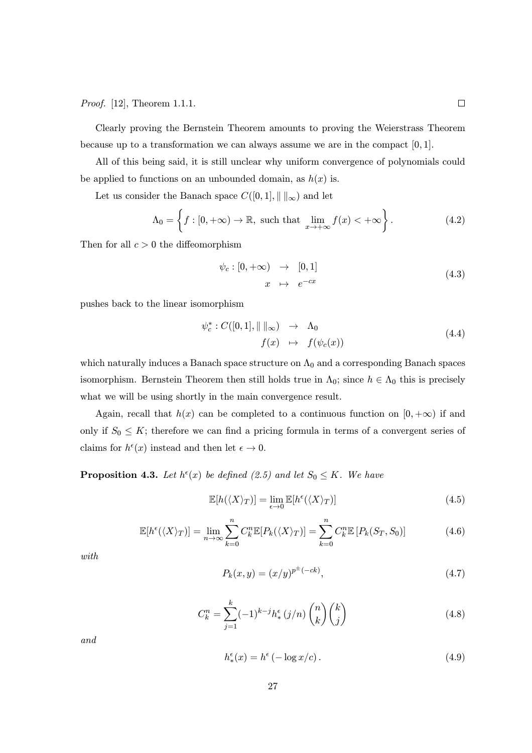*Proof.* [12], Theorem 1.1.1. $\square$

Clearly proving the Bernstein Theorem amounts to proving the Weierstrass Theorem because up to a transformation we can always assume we are in the compact $[0,1]$.

All of this being said, it is still unclear why uniform convergence of polynomials could be applied to functions on an unbounded domain, as $h(x)$ is.

Let us consider the Banach space $C([0,1], \| \|_\infty)$ and let

$$\Lambda_0 = \left\{ f : [0, +\infty) \to \mathbb{R}, \text{ such that } \lim_{x \to +\infty} f(x) < +\infty \right\}. \tag{4.2}$$

Then for all $c > 0$ the diffeomorphism

$$\begin{aligned} \psi_c : [0, +\infty) &\to [0,1] \\ x &\mapsto e^{-cx} \end{aligned} \tag{4.3}$$

pushes back to the linear isomorphism

$$\begin{aligned} \psi_c^* : C([0,1], \| \|_\infty) &\to \Lambda_0 \\ f(x) &\mapsto f(\psi_c(x)) \end{aligned} \tag{4.4}$$

which naturally induces a Banach space structure on $\Lambda_0$ and a corresponding Banach spaces isomorphism. Bernstein Theorem then still holds true in $\Lambda_0$; since $h \in \Lambda_0$ this is precisely what we will be using shortly in the main convergence result.

Again, recall that $h(x)$ can be completed to a continuous function on $[0, +\infty)$ if and only if $S_0 \leq K$; therefore we can find a pricing formula in terms of a convergent series of claims for $h^\epsilon(x)$ instead and then let $\epsilon \to 0$.

**Proposition 4.3.** *Let $h^\epsilon(x)$ be defined (2.5) and let $S_0 \leq K$. We have*

$$\mathbb{E}[h(\langle X \rangle_T)] = \lim_{\epsilon \to 0} \mathbb{E}[h^\epsilon(\langle X \rangle_T)] \tag{4.5}$$

$$\mathbb{E}[h^\epsilon(\langle X \rangle_T)] = \lim_{n \to \infty} \sum_{k=0}^{n} C_k^n \mathbb{E}[P_k(\langle X \rangle_T)] = \sum_{k=0}^{n} C_k^n \mathbb{E}\left[P_k(S_T, S_0)\right] \tag{4.6}$$

*with*

$$P_k(x,y) = (x/y)^{p^{\pm}(-ck)}, \tag{4.7}$$

$$C_k^n = \sum_{j=1}^{k} (-1)^{k-j} h_*^\epsilon\left(j/n\right) \binom{n}{k} \binom{k}{j} \tag{4.8}$$

*and*

$$h_*^\epsilon(x) = h^\epsilon\left(-\log x / c\right). \tag{4.9}$$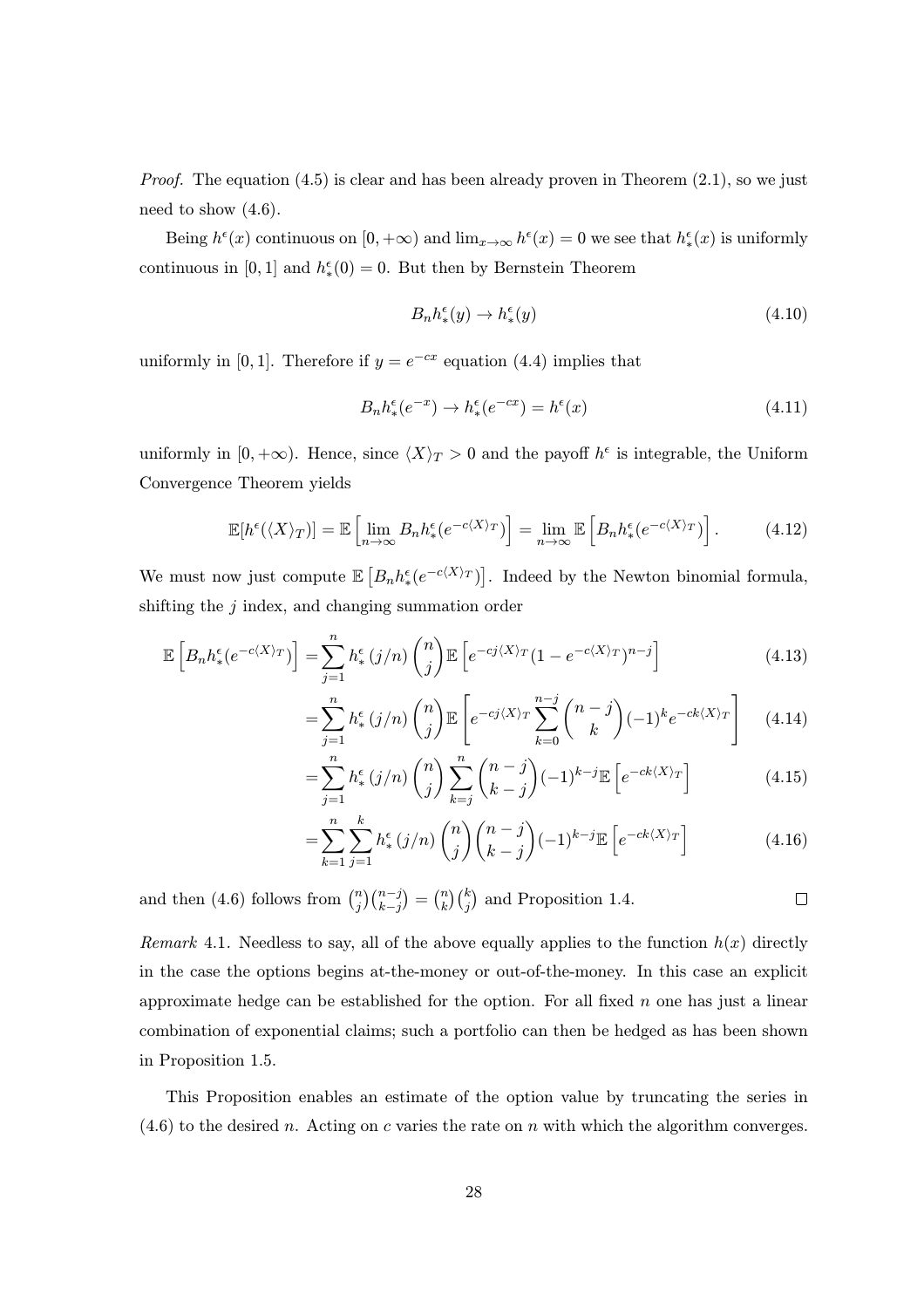*Proof.* The equation (4.5) is clear and has been already proven in Theorem (2.1), so we just need to show (4.6).

Being $h^\epsilon(x)$ continuous on $[0, +\infty)$ and $\lim_{x\to\infty} h^\epsilon(x) = 0$ we see that $h^\epsilon_*(x)$ is uniformly continuous in $[0, 1]$ and $h^\epsilon_*(0) = 0$. But then by Bernstein Theorem

$$B_n h^\epsilon_*(y) \to h^\epsilon_*(y) \tag{4.10}$$

uniformly in $[0, 1]$. Therefore if $y = e^{-cx}$ equation (4.4) implies that

$$B_n h^\epsilon_*(e^{-x}) \to h^\epsilon_*(e^{-cx}) = h^\epsilon(x) \tag{4.11}$$

uniformly in $[0, +\infty)$. Hence, since $\langle X\rangle_T > 0$ and the payoff $h^\epsilon$ is integrable, the Uniform Convergence Theorem yields

$$\mathbb{E}[h^\epsilon(\langle X\rangle_T)] = \mathbb{E}\left[\lim_{n\to\infty} B_n h^\epsilon_*(e^{-c\langle X\rangle_T})\right] = \lim_{n\to\infty} \mathbb{E}\left[B_n h^\epsilon_*(e^{-c\langle X\rangle_T})\right]. \tag{4.12}$$

We must now just compute $\mathbb{E}\left[B_n h^\epsilon_*(e^{-c\langle X\rangle_T})\right]$. Indeed by the Newton binomial formula, shifting the $j$ index, and changing summation order

$$\mathbb{E}\left[B_n h^\epsilon_*(e^{-c\langle X\rangle_T})\right] = \sum_{j=1}^{n} h^\epsilon_*(j/n) \binom{n}{j} \mathbb{E}\left[e^{-cj\langle X\rangle_T}(1 - e^{-c\langle X\rangle_T})^{n-j}\right] \tag{4.13}$$

$$= \sum_{j=1}^{n} h^\epsilon_*(j/n) \binom{n}{j} \mathbb{E}\left[e^{-cj\langle X\rangle_T} \sum_{k=0}^{n-j} \binom{n-j}{k} (-1)^k e^{-ck\langle X\rangle_T}\right] \tag{4.14}$$

$$= \sum_{j=1}^{n} h^\epsilon_*(j/n) \binom{n}{j} \sum_{k=j}^{n} \binom{n-j}{k-j} (-1)^{k-j} \mathbb{E}\left[e^{-ck\langle X\rangle_T}\right] \tag{4.15}$$

$$= \sum_{k=1}^{n} \sum_{j=1}^{k} h^\epsilon_*(j/n) \binom{n}{j} \binom{n-j}{k-j} (-1)^{k-j} \mathbb{E}\left[e^{-ck\langle X\rangle_T}\right] \tag{4.16}$$

and then (4.6) follows from $\binom{n}{j}\binom{n-j}{k-j} = \binom{n}{k}\binom{k}{j}$ and Proposition 1.4. $\square$

*Remark* 4.1. Needless to say, all of the above equally applies to the function $h(x)$ directly in the case the options begins at-the-money or out-of-the-money. In this case an explicit approximate hedge can be established for the option. For all fixed $n$ one has just a linear combination of exponential claims; such a portfolio can then be hedged as has been shown in Proposition 1.5.

This Proposition enables an estimate of the option value by truncating the series in (4.6) to the desired $n$. Acting on $c$ varies the rate on $n$ with which the algorithm converges.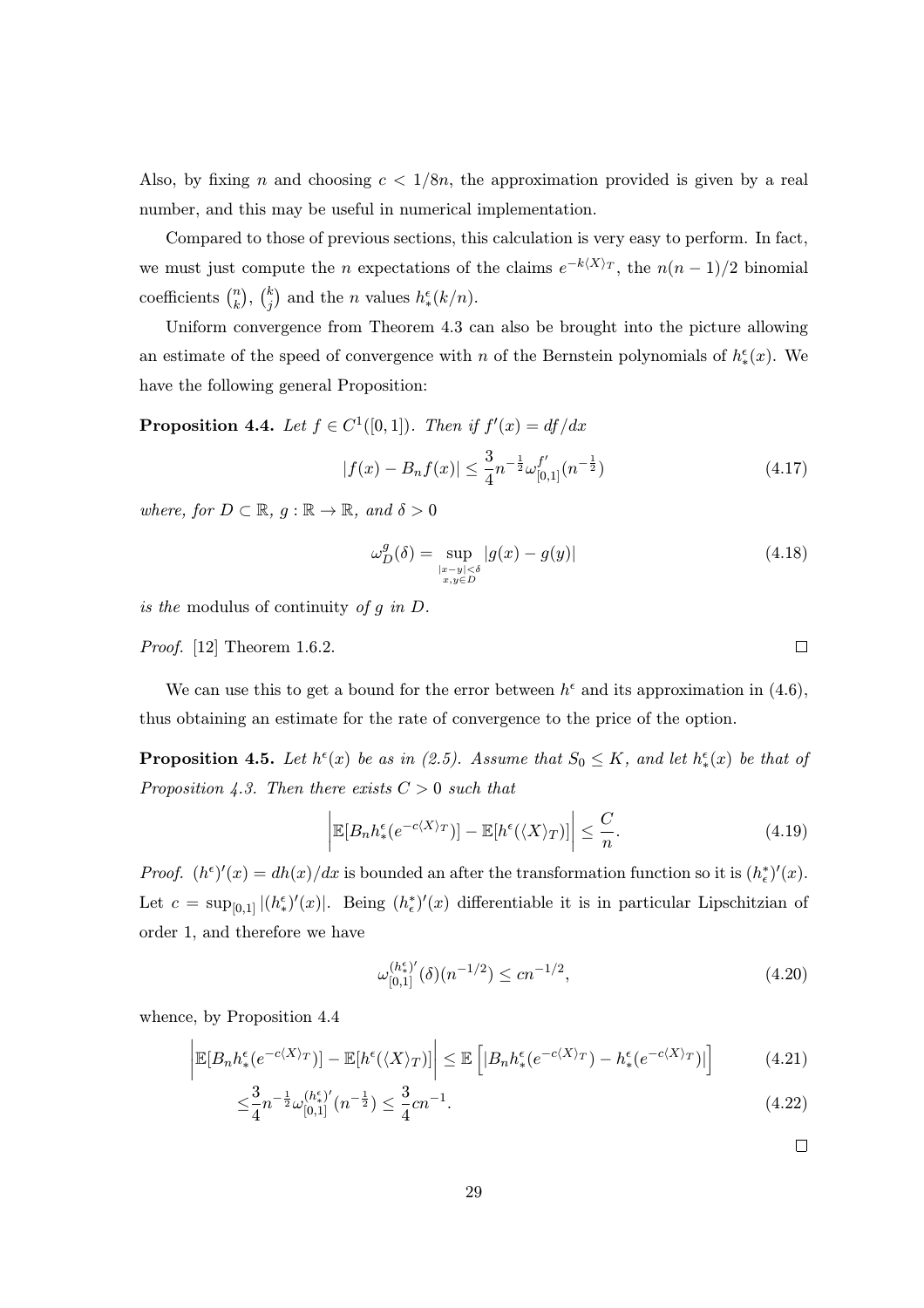Also, by fixing $n$ and choosing $c < 1/8n$, the approximation provided is given by a real number, and this may be useful in numerical implementation.

Compared to those of previous sections, this calculation is very easy to perform. In fact, we must just compute the $n$ expectations of the claims $e^{-k\langle X\rangle_T}$, the $n(n-1)/2$ binomial coefficients $\binom{n}{k}$, $\binom{k}{j}$ and the $n$ values $h^\epsilon_*(k/n)$.

Uniform convergence from Theorem 4.3 can also be brought into the picture allowing an estimate of the speed of convergence with $n$ of the Bernstein polynomials of $h^\epsilon_*(x)$. We have the following general Proposition:

**Proposition 4.4.** *Let $f \in C^1([0,1])$. Then if $f'(x) = df/dx$*

$$|f(x) - B_n f(x)| \leq \frac{3}{4} n^{-\frac{1}{2}} \omega^{f'}_{[0,1]}(n^{-\frac{1}{2}}) \tag{4.17}$$

*where, for $D \subset \mathbb{R}$, $g : \mathbb{R} \to \mathbb{R}$, and $\delta > 0$*

$$\omega^g_D(\delta) = \sup_{\substack{|x-y|<\delta \\ x,y\in D}} |g(x) - g(y)| \tag{4.18}$$

*is the* modulus of continuity *of $g$ in $D$.*

*Proof.* [12] Theorem 1.6.2. ∎

We can use this to get a bound for the error between $h^\epsilon$ and its approximation in (4.6), thus obtaining an estimate for the rate of convergence to the price of the option.

**Proposition 4.5.** *Let $h^\epsilon(x)$ be as in (2.5). Assume that $S_0 \leq K$, and let $h^\epsilon_*(x)$ be that of Proposition 4.3. Then there exists $C > 0$ such that*

$$\left| \mathbb{E}[B_n h^\epsilon_*(e^{-c\langle X\rangle_T})] - \mathbb{E}[h^\epsilon(\langle X\rangle_T)] \right| \leq \frac{C}{n}. \tag{4.19}$$

*Proof.* $(h^\epsilon)'(x) = dh(x)/dx$ is bounded an after the transformation function so it is $(h^*_\epsilon)'(x)$. Let $c = \sup_{[0,1]} |(h^\epsilon_*)'(x)|$. Being $(h^*_\epsilon)'(x)$ differentiable it is in particular Lipschitzian of order 1, and therefore we have

$$\omega^{(h^\epsilon_*)'}_{[0,1]}(\delta)(n^{-1/2}) \leq cn^{-1/2}, \tag{4.20}$$

whence, by Proposition 4.4

$$\left| \mathbb{E}[B_n h^\epsilon_*(e^{-c\langle X\rangle_T})] - \mathbb{E}[h^\epsilon(\langle X\rangle_T)] \right| \leq \mathbb{E}\left[ |B_n h^\epsilon_*(e^{-c\langle X\rangle_T}) - h^\epsilon_*(e^{-c\langle X\rangle_T})| \right] \tag{4.21}$$

$$\leq \frac{3}{4} n^{-\frac{1}{2}} \omega^{(h^\epsilon_*)'}_{[0,1]}(n^{-\frac{1}{2}}) \leq \frac{3}{4} cn^{-1}. \tag{4.22}$$

∎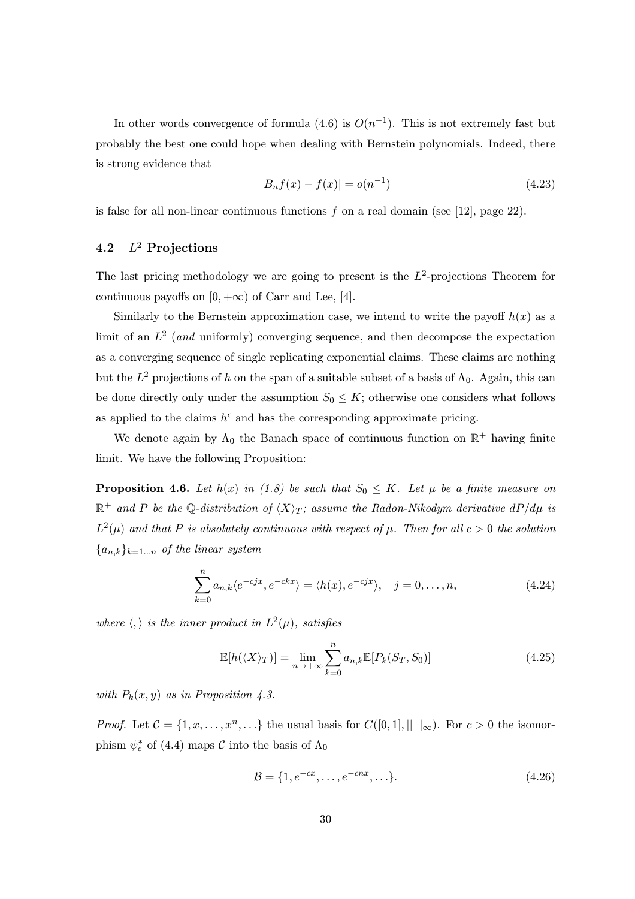In other words convergence of formula (4.6) is $O(n^{-1})$. This is not extremely fast but probably the best one could hope when dealing with Bernstein polynomials. Indeed, there is strong evidence that

$$|B_n f(x) - f(x)| = o(n^{-1}) \tag{4.23}$$

is false for all non-linear continuous functions $f$ on a real domain (see [12], page 22).

## 4.2 $L^2$ Projections

The last pricing methodology we are going to present is the $L^2$-projections Theorem for continuous payoffs on $[0, +\infty)$ of Carr and Lee, [4].

Similarly to the Bernstein approximation case, we intend to write the payoff $h(x)$ as a limit of an $L^2$ (*and* uniformly) converging sequence, and then decompose the expectation as a converging sequence of single replicating exponential claims. These claims are nothing but the $L^2$ projections of $h$ on the span of a suitable subset of a basis of $\Lambda_0$. Again, this can be done directly only under the assumption $S_0 \le K$; otherwise one considers what follows as applied to the claims $h^\epsilon$ and has the corresponding approximate pricing.

We denote again by $\Lambda_0$ the Banach space of continuous function on $\mathbb{R}^+$ having finite limit. We have the following Proposition:

**Proposition 4.6.** *Let $h(x)$ in (1.8) be such that $S_0 \le K$. Let $\mu$ be a finite measure on $\mathbb{R}^+$ and $P$ be the $\mathbb{Q}$-distribution of $\langle X \rangle_T$; assume the Radon-Nikodym derivative $dP/d\mu$ is $L^2(\mu)$ and that $P$ is absolutely continuous with respect of $\mu$. Then for all $c > 0$ the solution $\{a_{n,k}\}_{k=1\ldots n}$ of the linear system*

$$\sum_{k=0}^{n} a_{n,k} \langle e^{-cjx}, e^{-ckx} \rangle = \langle h(x), e^{-cjx} \rangle, \quad j = 0, \ldots, n, \tag{4.24}$$

*where $\langle , \rangle$ is the inner product in $L^2(\mu)$, satisfies*

$$\mathbb{E}[h(\langle X \rangle_T)] = \lim_{n \to +\infty} \sum_{k=0}^{n} a_{n,k} \mathbb{E}[P_k(S_T, S_0)] \tag{4.25}$$

*with $P_k(x, y)$ as in Proposition 4.3.*

*Proof.* Let $\mathcal{C} = \{1, x, \ldots, x^n, \ldots\}$ the usual basis for $C([0,1], || \, ||_\infty)$. For $c > 0$ the isomorphism $\psi_c^*$ of (4.4) maps $\mathcal{C}$ into the basis of $\Lambda_0$

$$\mathcal{B} = \{1, e^{-cx}, \ldots, e^{-cnx}, \ldots\}. \tag{4.26}$$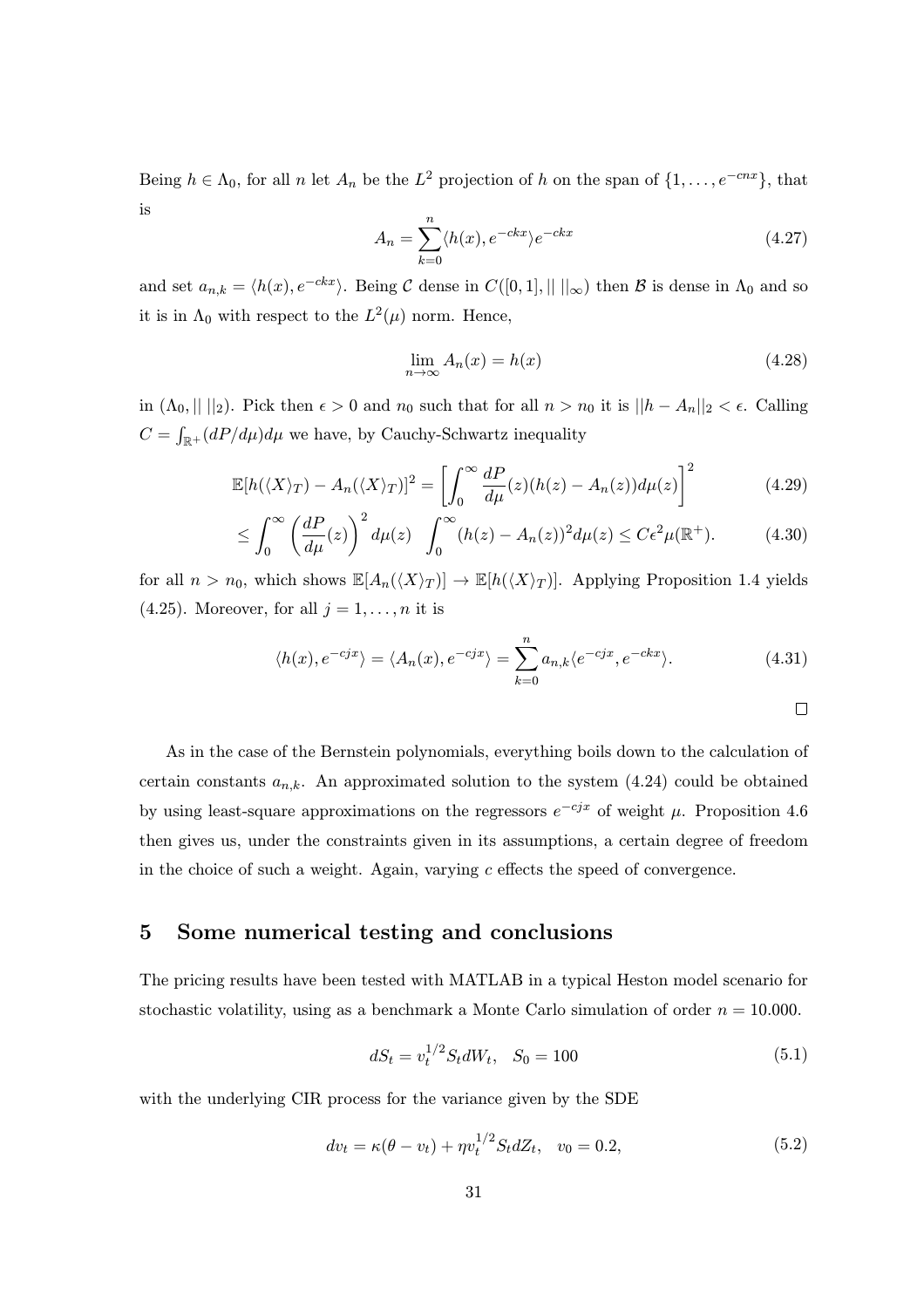Being $h \in \Lambda_0$, for all $n$ let $A_n$ be the $L^2$ projection of $h$ on the span of $\{1, \dots, e^{-cnx}\}$, that is

$$A_n = \sum_{k=0}^{n} \langle h(x), e^{-ckx} \rangle e^{-ckx} \tag{4.27}$$

and set $a_{n,k} = \langle h(x), e^{-ckx} \rangle$. Being $\mathcal{C}$ dense in $C([0,1], || \, ||_\infty)$ then $\mathcal{B}$ is dense in $\Lambda_0$ and so it is in $\Lambda_0$ with respect to the $L^2(\mu)$ norm. Hence,

$$\lim_{n \to \infty} A_n(x) = h(x) \tag{4.28}$$

in $(\Lambda_0, || \, ||_2)$. Pick then $\epsilon > 0$ and $n_0$ such that for all $n > n_0$ it is $||h - A_n||_2 < \epsilon$. Calling $C = \int_{\mathbb{R}^+} (dP/d\mu) d\mu$ we have, by Cauchy-Schwartz inequality

$$\mathbb{E}[h(\langle X \rangle_T) - A_n(\langle X \rangle_T)]^2 = \left[ \int_0^\infty \frac{dP}{d\mu}(z)(h(z) - A_n(z)) d\mu(z) \right]^2 \tag{4.29}$$

$$\leq \int_0^\infty \left( \frac{dP}{d\mu}(z) \right)^2 d\mu(z) \quad \int_0^\infty (h(z) - A_n(z))^2 d\mu(z) \leq C \epsilon^2 \mu(\mathbb{R}^+). \tag{4.30}$$

for all $n > n_0$, which shows $\mathbb{E}[A_n(\langle X \rangle_T)] \to \mathbb{E}[h(\langle X \rangle_T)]$. Applying Proposition 1.4 yields (4.25). Moreover, for all $j = 1, \dots, n$ it is

$$\langle h(x), e^{-cjx} \rangle = \langle A_n(x), e^{-cjx} \rangle = \sum_{k=0}^{n} a_{n,k} \langle e^{-cjx}, e^{-ckx} \rangle. \tag{4.31}$$

□

As in the case of the Bernstein polynomials, everything boils down to the calculation of certain constants $a_{n,k}$. An approximated solution to the system (4.24) could be obtained by using least-square approximations on the regressors $e^{-cjx}$ of weight $\mu$. Proposition 4.6 then gives us, under the constraints given in its assumptions, a certain degree of freedom in the choice of such a weight. Again, varying $c$ effects the speed of convergence.

## 5 Some numerical testing and conclusions

The pricing results have been tested with MATLAB in a typical Heston model scenario for stochastic volatility, using as a benchmark a Monte Carlo simulation of order $n = 10.000$.

$$dS_t = v_t^{1/2} S_t dW_t, \quad S_0 = 100 \tag{5.1}$$

with the underlying CIR process for the variance given by the SDE

$$dv_t = \kappa(\theta - v_t) + \eta v_t^{1/2} S_t dZ_t, \quad v_0 = 0.2, \tag{5.2}$$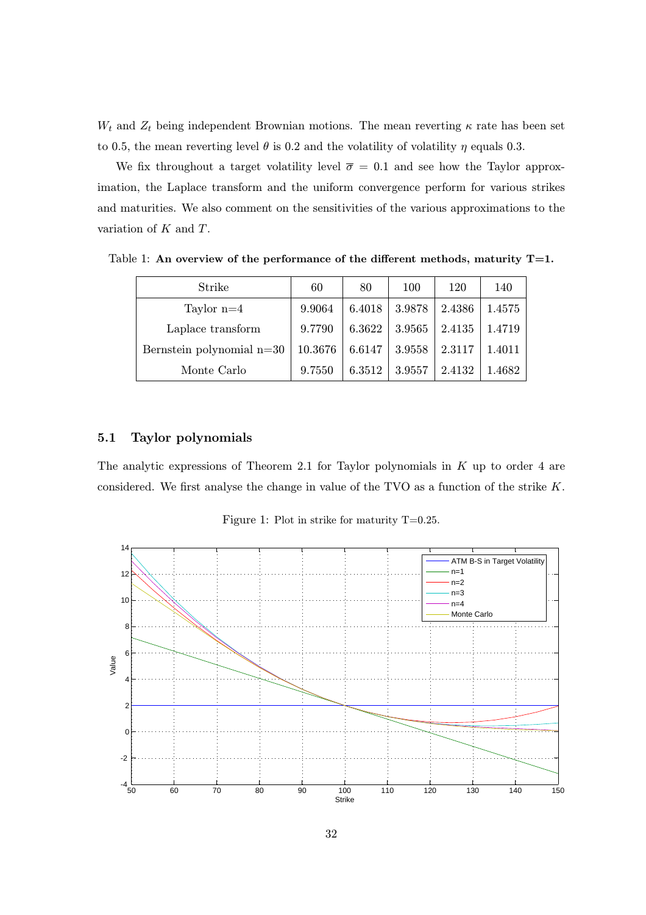$W_t$ and $Z_t$ being independent Brownian motions. The mean reverting $\kappa$ rate has been set to 0.5, the mean reverting level $\theta$ is 0.2 and the volatility of volatility $\eta$ equals 0.3.

We fix throughout a target volatility level $\overline{\sigma} = 0.1$ and see how the Taylor approximation, the Laplace transform and the uniform convergence perform for various strikes and maturities. We also comment on the sensitivities of the various approximations to the variation of $K$ and $T$.

Table 1: **An overview of the performance of the different methods, maturity T=1.**

| Strike | 60 | 80 | 100 | 120 | 140 |
|---|---|---|---|---|---|
| Taylor n=4 | 9.9064 | 6.4018 | 3.9878 | 2.4386 | 1.4575 |
| Laplace transform | 9.7790 | 6.3622 | 3.9565 | 2.4135 | 1.4719 |
| Bernstein polynomial n=30 | 10.3676 | 6.6147 | 3.9558 | 2.3117 | 1.4011 |
| Monte Carlo | 9.7550 | 6.3512 | 3.9557 | 2.4132 | 1.4682 |

## 5.1 Taylor polynomials

The analytic expressions of Theorem 2.1 for Taylor polynomials in $K$ up to order 4 are considered. We first analyse the change in value of the TVO as a function of the strike $K$.

Figure 1: Plot in strike for maturity T=0.25.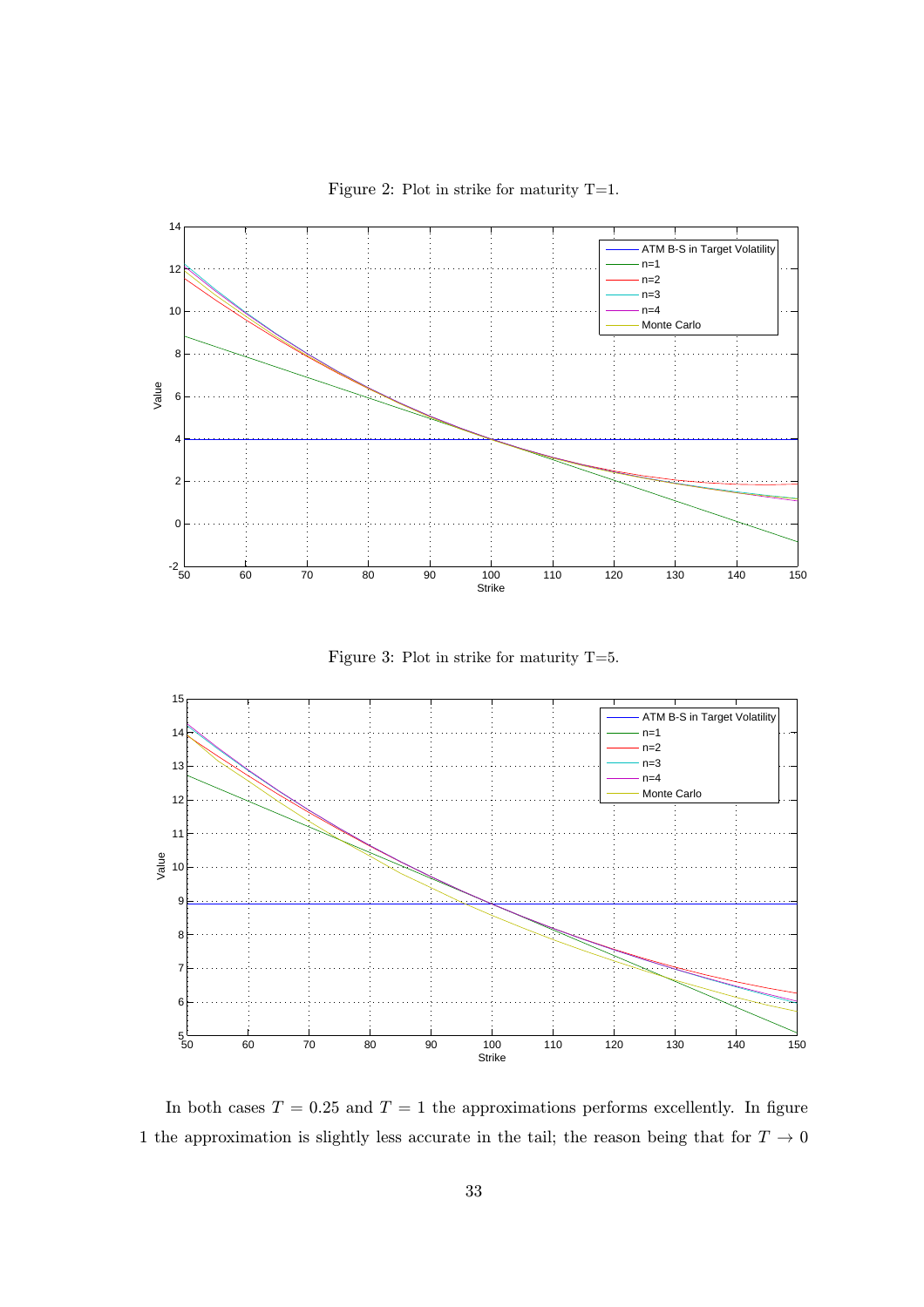Figure 2: Plot in strike for maturity T=1.

Figure 3: Plot in strike for maturity T=5.

In both cases $T = 0.25$ and $T = 1$ the approximations performs excellently. In figure 1 the approximation is slightly less accurate in the tail; the reason being that for $T \to 0$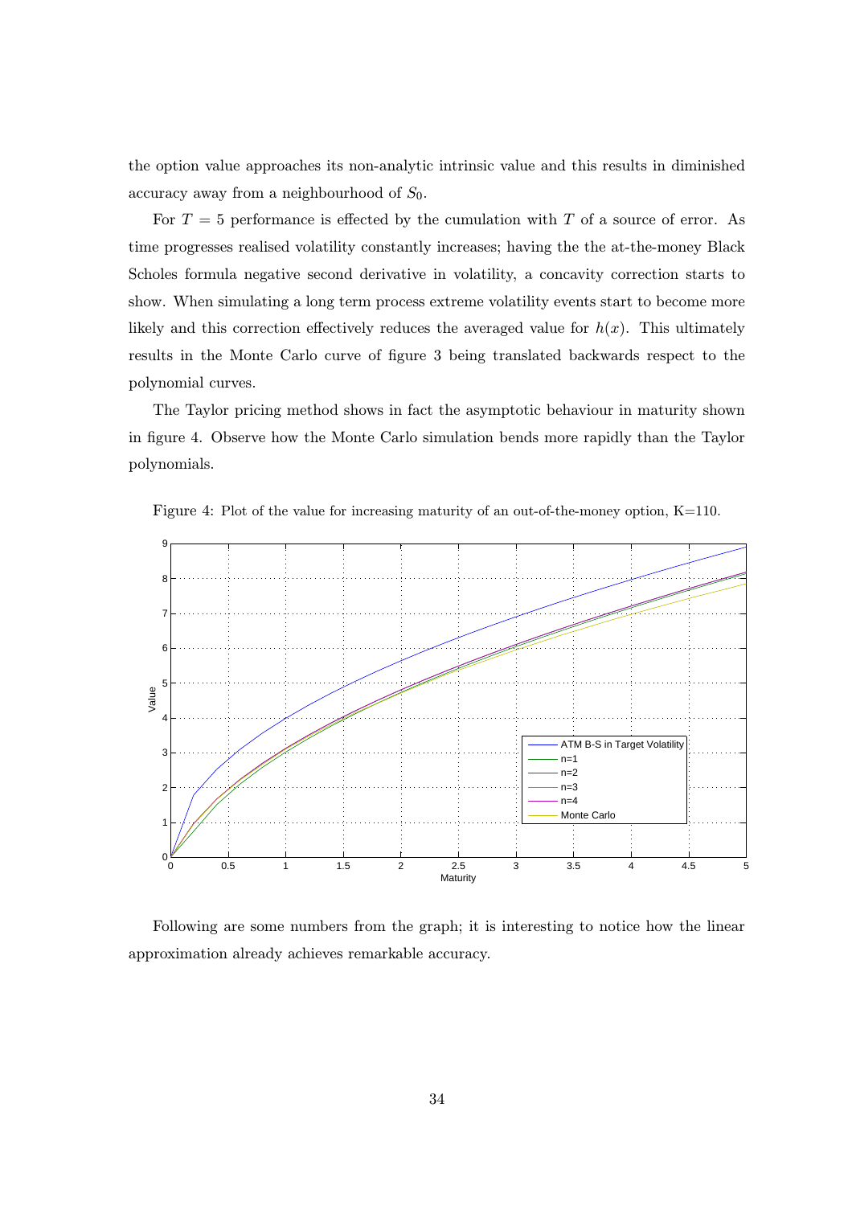the option value approaches its non-analytic intrinsic value and this results in diminished accuracy away from a neighbourhood of $S_0$.

For $T = 5$ performance is effected by the cumulation with $T$ of a source of error. As time progresses realised volatility constantly increases; having the the at-the-money Black Scholes formula negative second derivative in volatility, a concavity correction starts to show. When simulating a long term process extreme volatility events start to become more likely and this correction effectively reduces the averaged value for $h(x)$. This ultimately results in the Monte Carlo curve of figure 3 being translated backwards respect to the polynomial curves.

The Taylor pricing method shows in fact the asymptotic behaviour in maturity shown in figure 4. Observe how the Monte Carlo simulation bends more rapidly than the Taylor polynomials.

Figure 4: Plot of the value for increasing maturity of an out-of-the-money option, K=110.

Following are some numbers from the graph; it is interesting to notice how the linear approximation already achieves remarkable accuracy.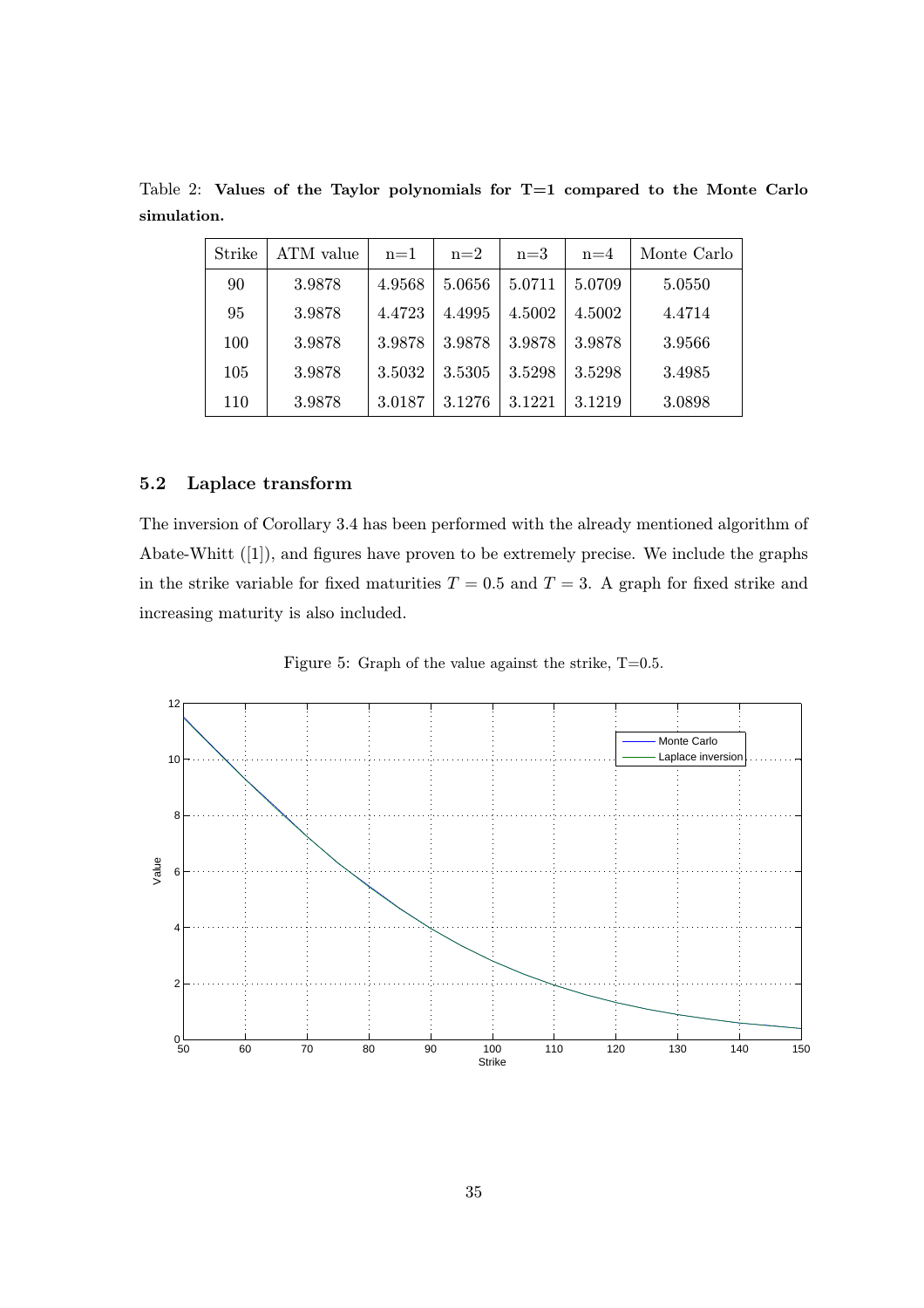Table 2: **Values of the Taylor polynomials for T=1 compared to the Monte Carlo simulation.**

| Strike | ATM value | n=1 | n=2 | n=3 | n=4 | Monte Carlo |
|---|---|---|---|---|---|---|
| 90 | 3.9878 | 4.9568 | 5.0656 | 5.0711 | 5.0709 | 5.0550 |
| 95 | 3.9878 | 4.4723 | 4.4995 | 4.5002 | 4.5002 | 4.4714 |
| 100 | 3.9878 | 3.9878 | 3.9878 | 3.9878 | 3.9878 | 3.9566 |
| 105 | 3.9878 | 3.5032 | 3.5305 | 3.5298 | 3.5298 | 3.4985 |
| 110 | 3.9878 | 3.0187 | 3.1276 | 3.1221 | 3.1219 | 3.0898 |

### 5.2 Laplace transform

The inversion of Corollary 3.4 has been performed with the already mentioned algorithm of Abate-Whitt ([1]), and figures have proven to be extremely precise. We include the graphs in the strike variable for fixed maturities $T = 0.5$ and $T = 3$. A graph for fixed strike and increasing maturity is also included.

Figure 5: Graph of the value against the strike, T=0.5.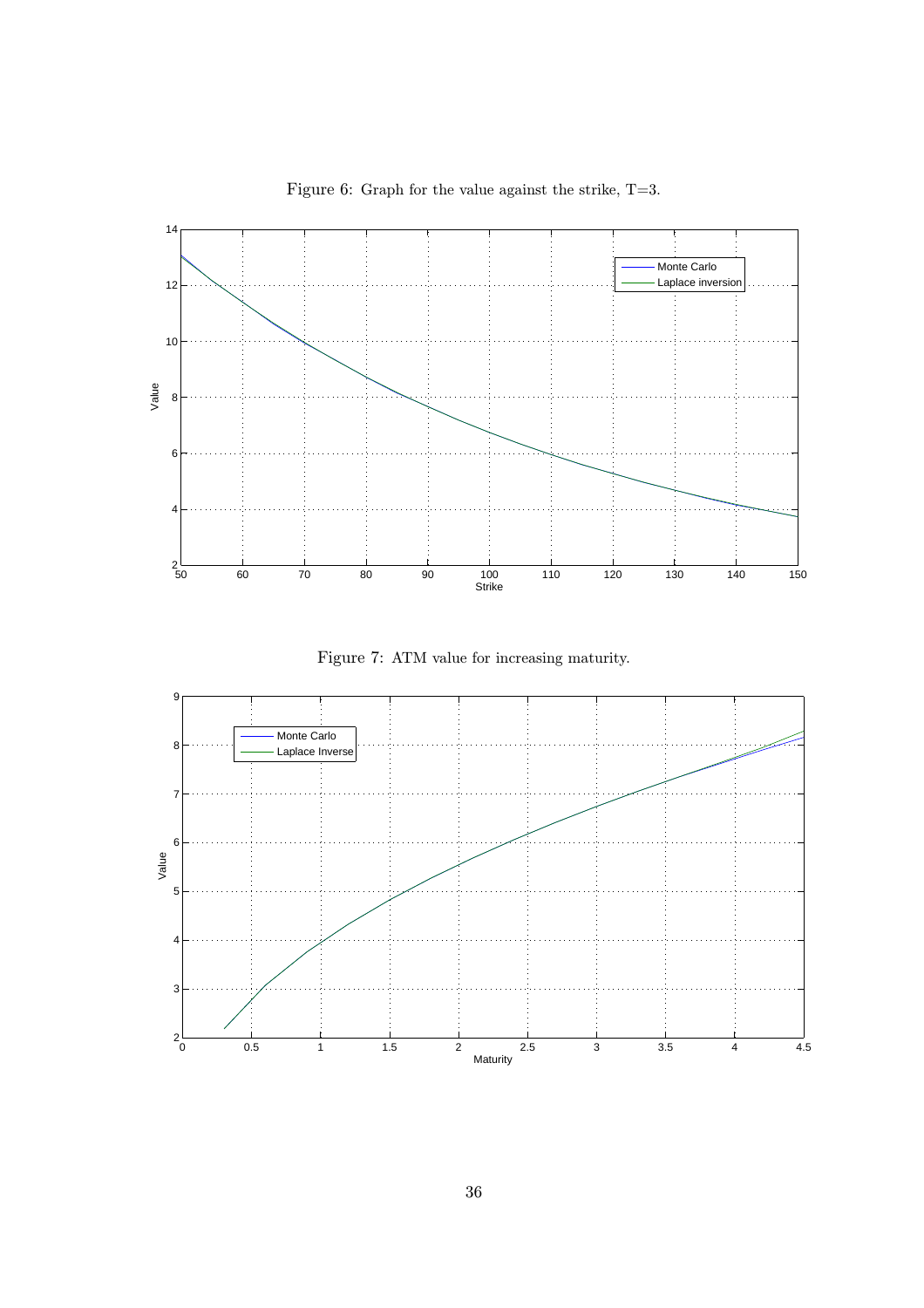Figure 6: Graph for the value against the strike, T=3.

Figure 7: ATM value for increasing maturity.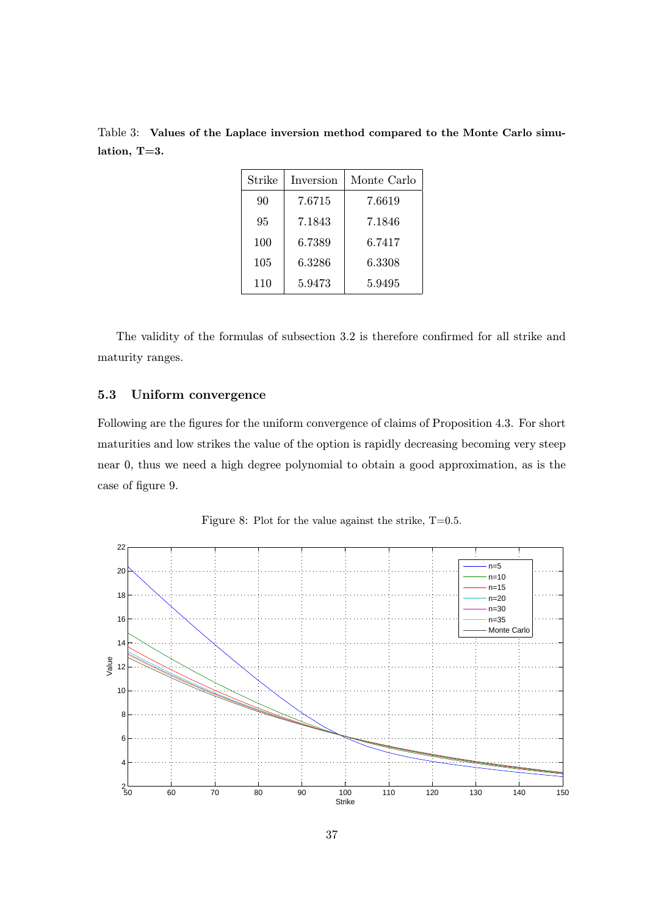Table 3: **Values of the Laplace inversion method compared to the Monte Carlo simulation, T=3.**

| Strike | Inversion | Monte Carlo |
|---|---|---|
| 90 | 7.6715 | 7.6619 |
| 95 | 7.1843 | 7.1846 |
| 100 | 6.7389 | 6.7417 |
| 105 | 6.3286 | 6.3308 |
| 110 | 5.9473 | 5.9495 |

The validity of the formulas of subsection 3.2 is therefore confirmed for all strike and maturity ranges.

### 5.3 Uniform convergence

Following are the figures for the uniform convergence of claims of Proposition 4.3. For short maturities and low strikes the value of the option is rapidly decreasing becoming very steep near 0, thus we need a high degree polynomial to obtain a good approximation, as is the case of figure 9.

Figure 8: Plot for the value against the strike, T=0.5.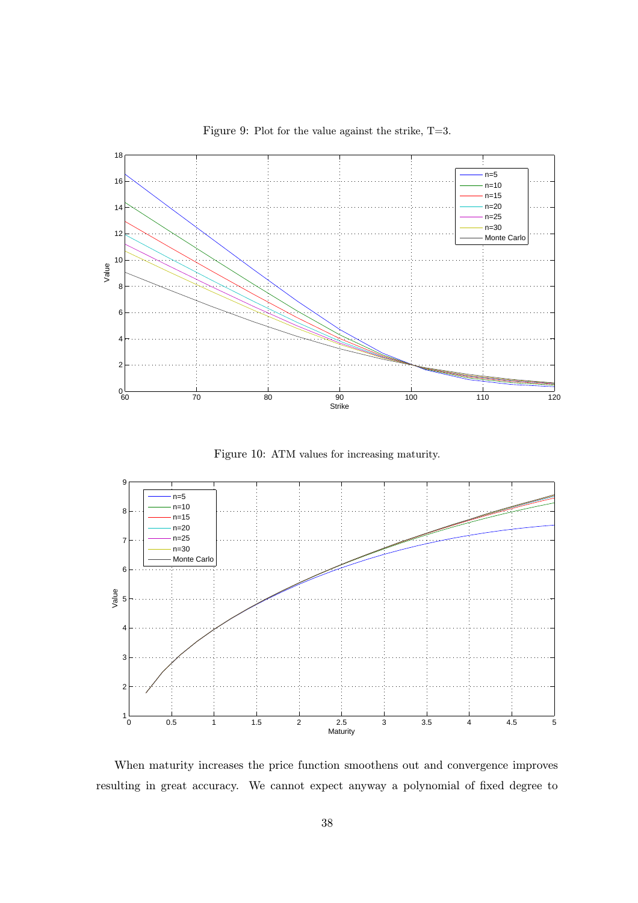Figure 9: Plot for the value against the strike, T=3.

Figure 10: ATM values for increasing maturity.

When maturity increases the price function smoothens out and convergence improves resulting in great accuracy. We cannot expect anyway a polynomial of fixed degree to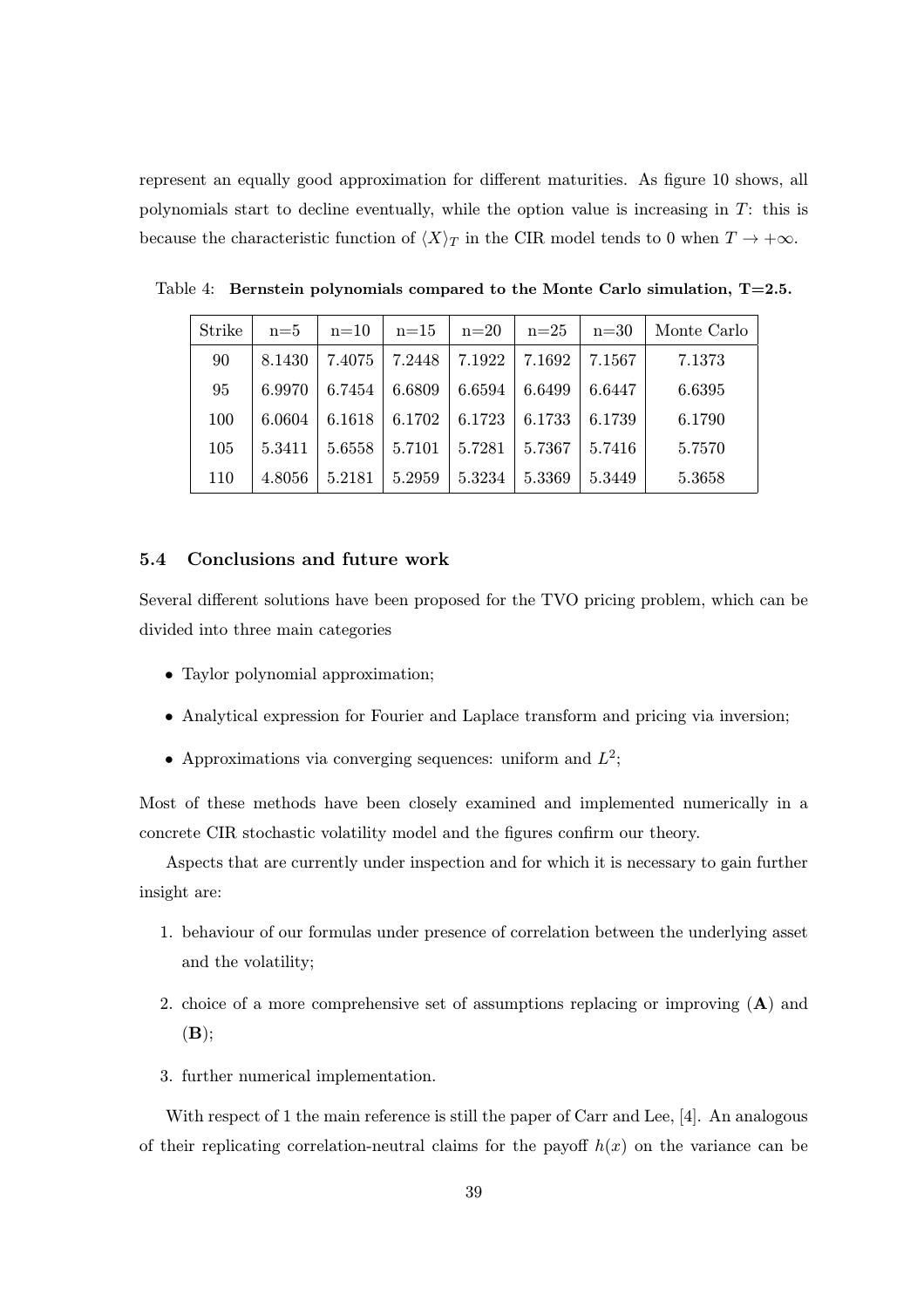represent an equally good approximation for different maturities. As figure 10 shows, all polynomials start to decline eventually, while the option value is increasing in $T$: this is because the characteristic function of $\langle X\rangle_T$ in the CIR model tends to 0 when $T \to +\infty$.

Table 4: **Bernstein polynomials compared to the Monte Carlo simulation, T=2.5.**

| Strike | n=5 | n=10 | n=15 | n=20 | n=25 | n=30 | Monte Carlo |
|---|---|---|---|---|---|---|---|
| 90 | 8.1430 | 7.4075 | 7.2448 | 7.1922 | 7.1692 | 7.1567 | 7.1373 |
| 95 | 6.9970 | 6.7454 | 6.6809 | 6.6594 | 6.6499 | 6.6447 | 6.6395 |
| 100 | 6.0604 | 6.1618 | 6.1702 | 6.1723 | 6.1733 | 6.1739 | 6.1790 |
| 105 | 5.3411 | 5.6558 | 5.7101 | 5.7281 | 5.7367 | 5.7416 | 5.7570 |
| 110 | 4.8056 | 5.2181 | 5.2959 | 5.3234 | 5.3369 | 5.3449 | 5.3658 |

### 5.4 Conclusions and future work

Several different solutions have been proposed for the TVO pricing problem, which can be divided into three main categories

- Taylor polynomial approximation;
- Analytical expression for Fourier and Laplace transform and pricing via inversion;
- Approximations via converging sequences: uniform and $L^2$;

Most of these methods have been closely examined and implemented numerically in a concrete CIR stochastic volatility model and the figures confirm our theory.

Aspects that are currently under inspection and for which it is necessary to gain further insight are:

1. behaviour of our formulas under presence of correlation between the underlying asset and the volatility;
2. choice of a more comprehensive set of assumptions replacing or improving (**A**) and (**B**);
3. further numerical implementation.

With respect of 1 the main reference is still the paper of Carr and Lee, [4]. An analogous of their replicating correlation-neutral claims for the payoff $h(x)$ on the variance can be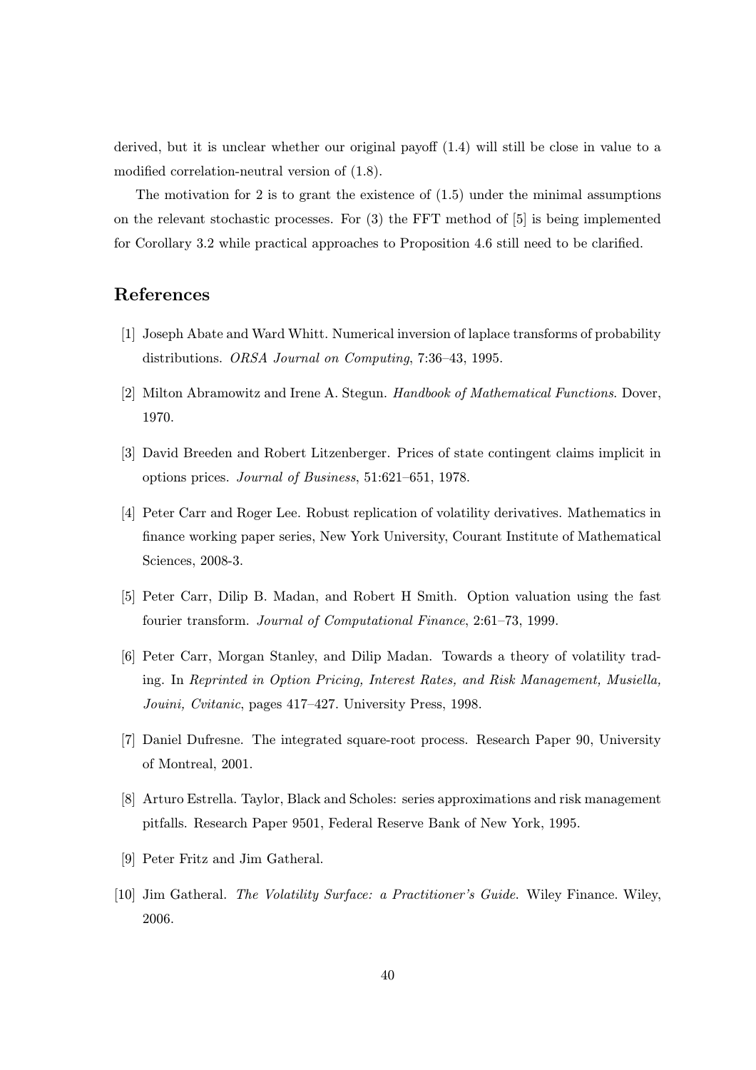derived, but it is unclear whether our original payoff (1.4) will still be close in value to a modified correlation-neutral version of (1.8).

The motivation for 2 is to grant the existence of (1.5) under the minimal assumptions on the relevant stochastic processes. For (3) the FFT method of [5] is being implemented for Corollary 3.2 while practical approaches to Proposition 4.6 still need to be clarified.

## References

[1] Joseph Abate and Ward Whitt. Numerical inversion of laplace transforms of probability distributions. *ORSA Journal on Computing*, 7:36–43, 1995.

[2] Milton Abramowitz and Irene A. Stegun. *Handbook of Mathematical Functions*. Dover, 1970.

[3] David Breeden and Robert Litzenberger. Prices of state contingent claims implicit in options prices. *Journal of Business*, 51:621–651, 1978.

[4] Peter Carr and Roger Lee. Robust replication of volatility derivatives. Mathematics in finance working paper series, New York University, Courant Institute of Mathematical Sciences, 2008-3.

[5] Peter Carr, Dilip B. Madan, and Robert H Smith. Option valuation using the fast fourier transform. *Journal of Computational Finance*, 2:61–73, 1999.

[6] Peter Carr, Morgan Stanley, and Dilip Madan. Towards a theory of volatility trading. In *Reprinted in Option Pricing, Interest Rates, and Risk Management, Musiella, Jouini, Cvitanic*, pages 417–427. University Press, 1998.

[7] Daniel Dufresne. The integrated square-root process. Research Paper 90, University of Montreal, 2001.

[8] Arturo Estrella. Taylor, Black and Scholes: series approximations and risk management pitfalls. Research Paper 9501, Federal Reserve Bank of New York, 1995.

[9] Peter Fritz and Jim Gatheral.

[10] Jim Gatheral. *The Volatility Surface: a Practitioner's Guide*. Wiley Finance. Wiley, 2006.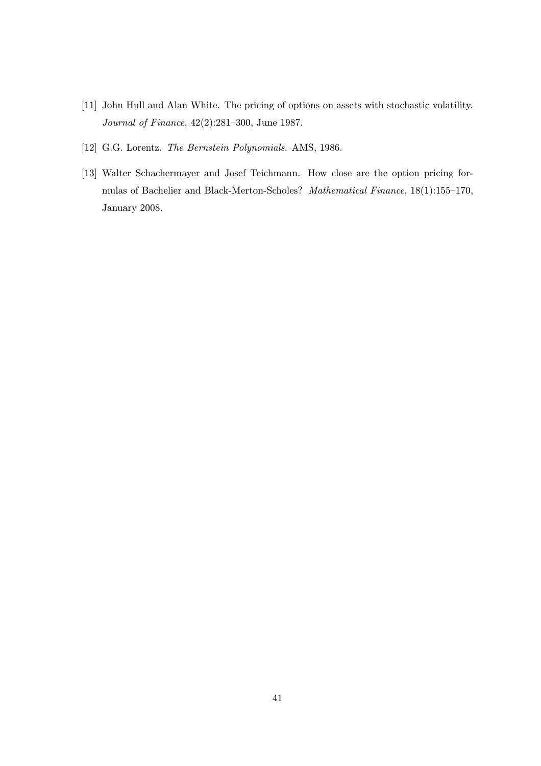[11] John Hull and Alan White. The pricing of options on assets with stochastic volatility. *Journal of Finance*, 42(2):281–300, June 1987.

[12] G.G. Lorentz. *The Bernstein Polynomials*. AMS, 1986.

[13] Walter Schachermayer and Josef Teichmann. How close are the option pricing formulas of Bachelier and Black-Merton-Scholes? *Mathematical Finance*, 18(1):155–170, January 2008.